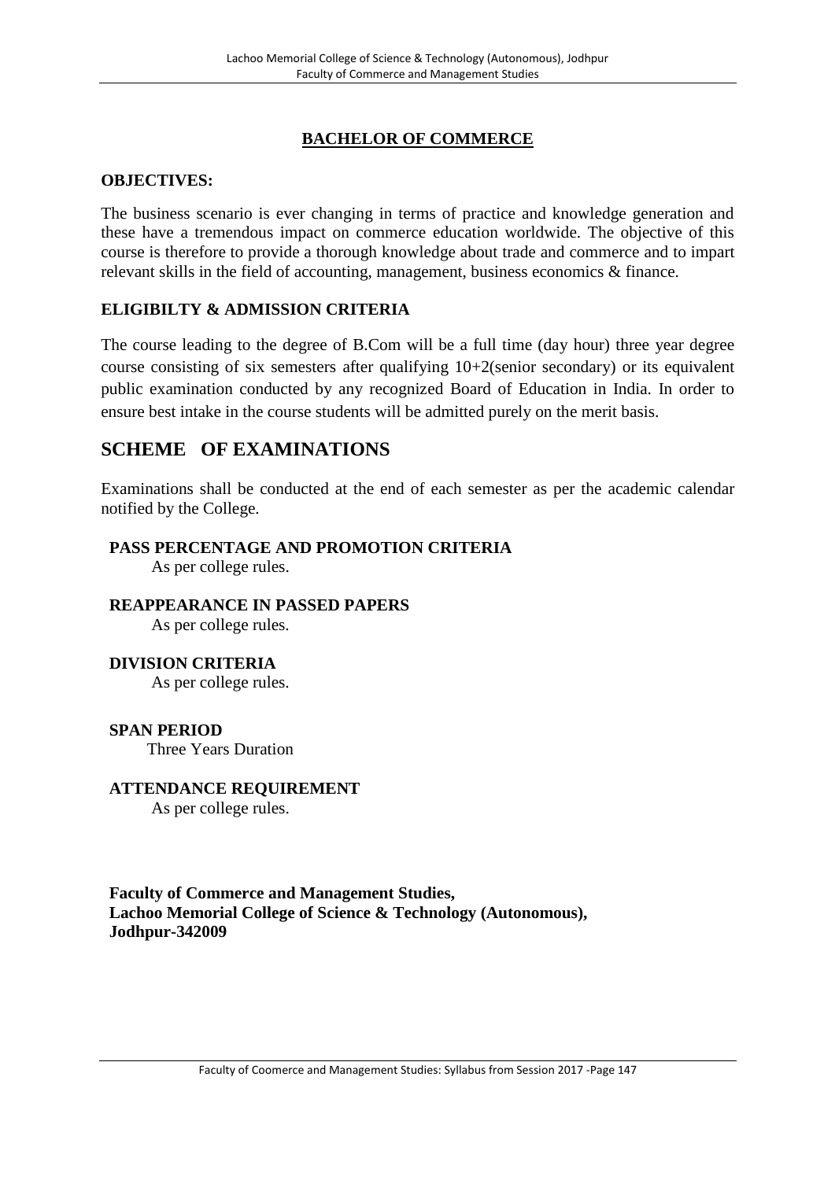# BACHELOR OF COMMERCE

**OBJECTIVES:**

The business scenario is ever changing in terms of practice and knowledge generation and these have a tremendous impact on commerce education worldwide. The objective of this course is therefore to provide a thorough knowledge about trade and commerce and to impart relevant skills in the field of accounting, management, business economics & finance.

**ELIGIBILTY & ADMISSION CRITERIA**

The course leading to the degree of B.Com will be a full time (day hour) three year degree course consisting of six semesters after qualifying 10+2(senior secondary) or its equivalent public examination conducted by any recognized Board of Education in India. In order to ensure best intake in the course students will be admitted purely on the merit basis.

## SCHEME OF EXAMINATIONS

Examinations shall be conducted at the end of each semester as per the academic calendar notified by the College.

**PASS PERCENTAGE AND PROMOTION CRITERIA**

As per college rules.

**REAPPEARANCE IN PASSED PAPERS**

As per college rules.

**DIVISION CRITERIA**

As per college rules.

**SPAN PERIOD**

Three Years Duration

**ATTENDANCE REQUIREMENT**

As per college rules.

**Faculty of Commerce and Management Studies,**
**Lachoo Memorial College of Science & Technology (Autonomous),**
**Jodhpur-342009**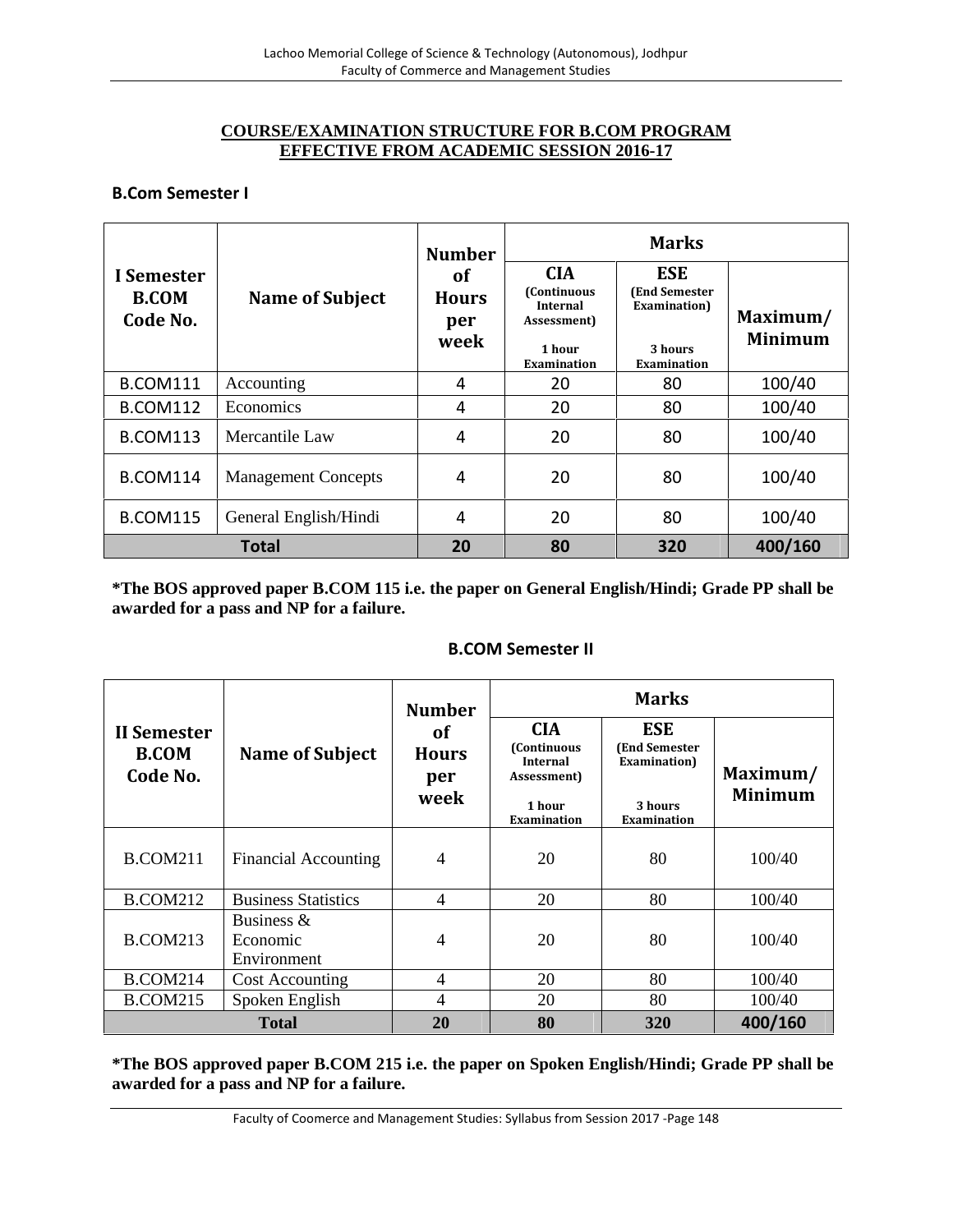## COURSE/EXAMINATION STRUCTURE FOR B.COM PROGRAM EFFECTIVE FROM ACADEMIC SESSION 2016-17

### B.Com Semester I

| I Semester B.COM Code No. | Name of Subject | Number of Hours per week | Marks | | |
|---|---|---|---|---|---|
| | | | CIA (Continuous Internal Assessment) 1 hour Examination | ESE (End Semester Examination) 3 hours Examination | Maximum/ Minimum |
| B.COM111 | Accounting | 4 | 20 | 80 | 100/40 |
| B.COM112 | Economics | 4 | 20 | 80 | 100/40 |
| B.COM113 | Mercantile Law | 4 | 20 | 80 | 100/40 |
| B.COM114 | Management Concepts | 4 | 20 | 80 | 100/40 |
| B.COM115 | General English/Hindi | 4 | 20 | 80 | 100/40 |
| **Total** | | **20** | **80** | **320** | **400/160** |

**\*The BOS approved paper B.COM 115 i.e. the paper on General English/Hindi; Grade PP shall be awarded for a pass and NP for a failure.**

### B.COM Semester II

| II Semester B.COM Code No. | Name of Subject | Number of Hours per week | Marks | | |
|---|---|---|---|---|---|
| | | | CIA (Continuous Internal Assessment) 1 hour Examination | ESE (End Semester Examination) 3 hours Examination | Maximum/ Minimum |
| B.COM211 | Financial Accounting | 4 | 20 | 80 | 100/40 |
| B.COM212 | Business Statistics | 4 | 20 | 80 | 100/40 |
| B.COM213 | Business & Economic Environment | 4 | 20 | 80 | 100/40 |
| B.COM214 | Cost Accounting | 4 | 20 | 80 | 100/40 |
| B.COM215 | Spoken English | 4 | 20 | 80 | 100/40 |
| **Total** | | **20** | **80** | **320** | **400/160** |

**\*The BOS approved paper B.COM 215 i.e. the paper on Spoken English/Hindi; Grade PP shall be awarded for a pass and NP for a failure.**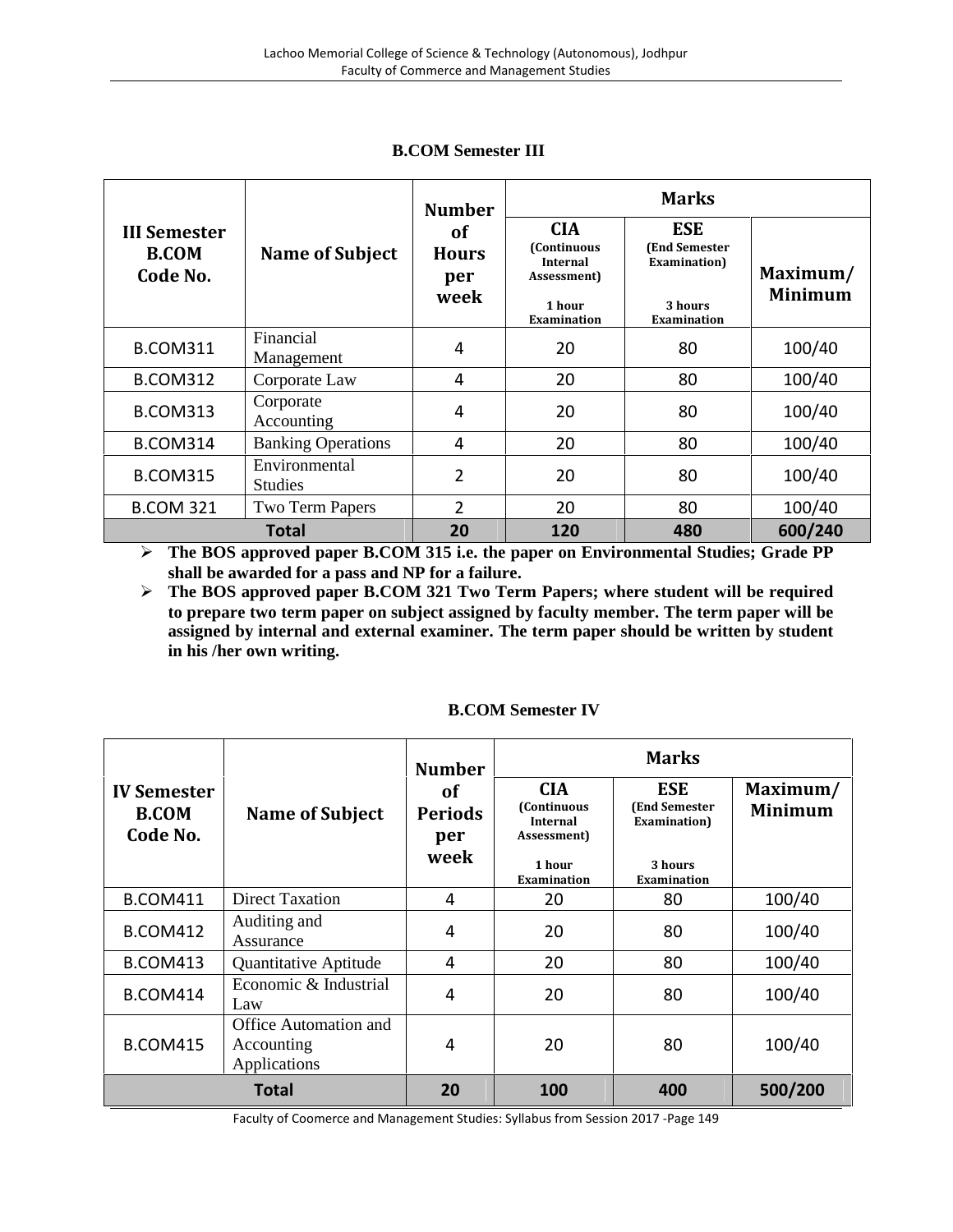### B.COM Semester III

| III Semester B.COM Code No. | Name of Subject | Number of Hours per week | Marks | | |
|---|---|---|---|---|---|
| | | | CIA (Continuous Internal Assessment) 1 hour Examination | ESE (End Semester Examination) 3 hours Examination | Maximum/ Minimum |
| B.COM311 | Financial Management | 4 | 20 | 80 | 100/40 |
| B.COM312 | Corporate Law | 4 | 20 | 80 | 100/40 |
| B.COM313 | Corporate Accounting | 4 | 20 | 80 | 100/40 |
| B.COM314 | Banking Operations | 4 | 20 | 80 | 100/40 |
| B.COM315 | Environmental Studies | 2 | 20 | 80 | 100/40 |
| B.COM 321 | Two Term Papers | 2 | 20 | 80 | 100/40 |
| **Total** | | **20** | **120** | **480** | **600/240** |

- **The BOS approved paper B.COM 315 i.e. the paper on Environmental Studies; Grade PP shall be awarded for a pass and NP for a failure.**
- **The BOS approved paper B.COM 321 Two Term Papers; where student will be required to prepare two term paper on subject assigned by faculty member. The term paper will be assigned by internal and external examiner. The term paper should be written by student in his /her own writing.**

### B.COM Semester IV

| IV Semester B.COM Code No. | Name of Subject | Number of Periods per week | Marks | | |
|---|---|---|---|---|---|
| | | | CIA (Continuous Internal Assessment) 1 hour Examination | ESE (End Semester Examination) 3 hours Examination | Maximum/ Minimum |
| B.COM411 | Direct Taxation | 4 | 20 | 80 | 100/40 |
| B.COM412 | Auditing and Assurance | 4 | 20 | 80 | 100/40 |
| B.COM413 | Quantitative Aptitude | 4 | 20 | 80 | 100/40 |
| B.COM414 | Economic & Industrial Law | 4 | 20 | 80 | 100/40 |
| B.COM415 | Office Automation and Accounting Applications | 4 | 20 | 80 | 100/40 |
| **Total** | | **20** | **100** | **400** | **500/200** |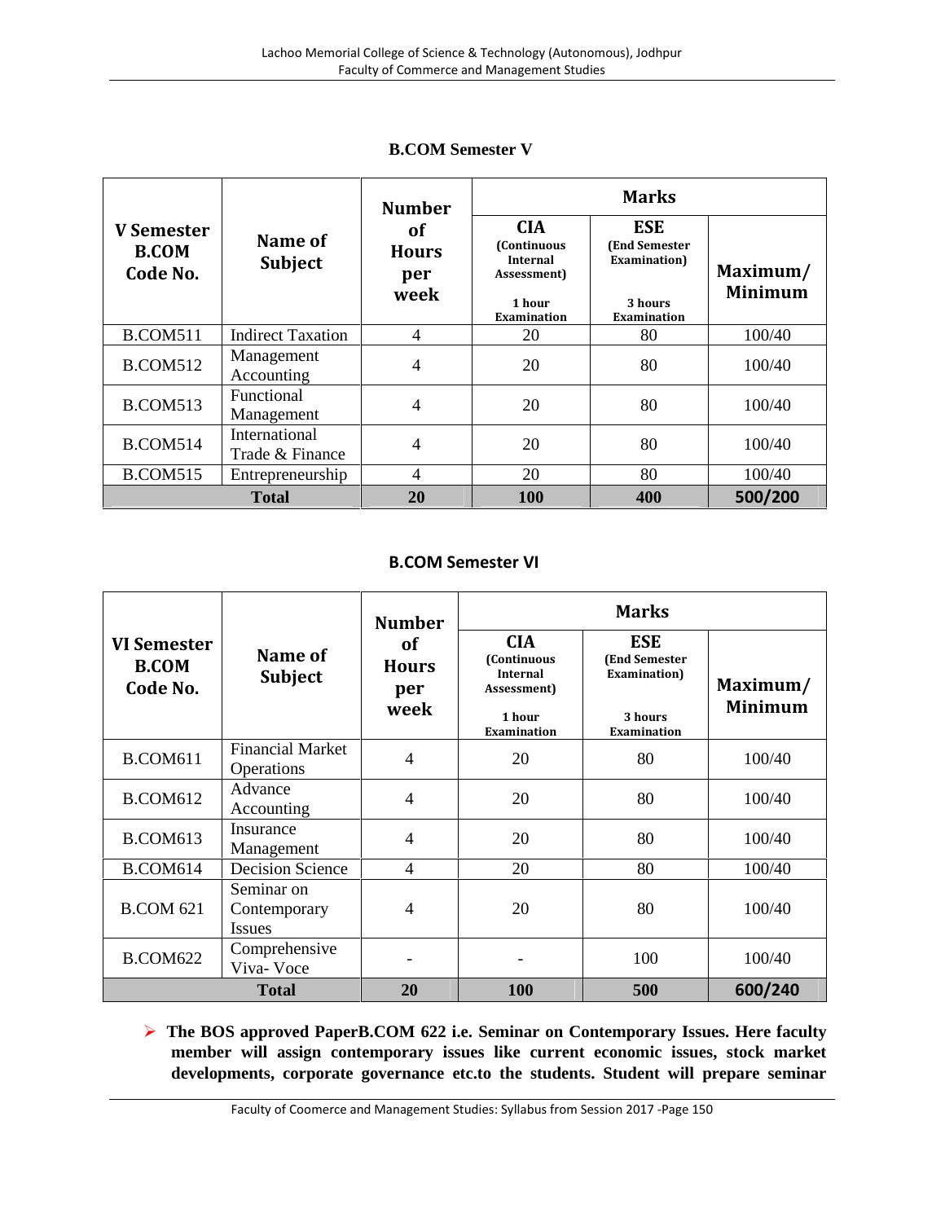### B.COM Semester V

| V Semester B.COM Code No. | Name of Subject | Number of Hours per week | Marks | | |
|---|---|---|---|---|---|
| | | | CIA (Continuous Internal Assessment) 1 hour Examination | ESE (End Semester Examination) 3 hours Examination | Maximum/ Minimum |
| B.COM511 | Indirect Taxation | 4 | 20 | 80 | 100/40 |
| B.COM512 | Management Accounting | 4 | 20 | 80 | 100/40 |
| B.COM513 | Functional Management | 4 | 20 | 80 | 100/40 |
| B.COM514 | International Trade & Finance | 4 | 20 | 80 | 100/40 |
| B.COM515 | Entrepreneurship | 4 | 20 | 80 | 100/40 |
| **Total** | | **20** | **100** | **400** | **500/200** |

### B.COM Semester VI

| VI Semester B.COM Code No. | Name of Subject | Number of Hours per week | Marks | | |
|---|---|---|---|---|---|
| | | | CIA (Continuous Internal Assessment) 1 hour Examination | ESE (End Semester Examination) 3 hours Examination | Maximum/ Minimum |
| B.COM611 | Financial Market Operations | 4 | 20 | 80 | 100/40 |
| B.COM612 | Advance Accounting | 4 | 20 | 80 | 100/40 |
| B.COM613 | Insurance Management | 4 | 20 | 80 | 100/40 |
| B.COM614 | Decision Science | 4 | 20 | 80 | 100/40 |
| B.COM 621 | Seminar on Contemporary Issues | 4 | 20 | 80 | 100/40 |
| B.COM622 | Comprehensive Viva- Voce | - | - | 100 | 100/40 |
| **Total** | | **20** | **100** | **500** | **600/240** |

- **The BOS approved PaperB.COM 622 i.e. Seminar on Contemporary Issues. Here faculty member will assign contemporary issues like current economic issues, stock market developments, corporate governance etc.to the students. Student will prepare seminar**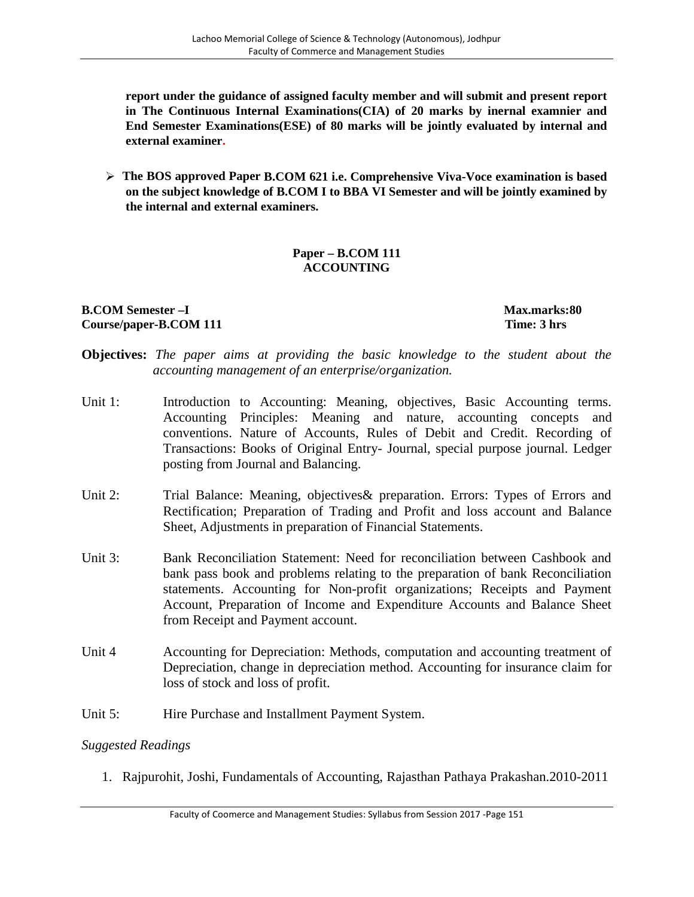**report under the guidance of assigned faculty member and will submit and present report in The Continuous Internal Examinations(CIA) of 20 marks by inernal examnier and End Semester Examinations(ESE) of 80 marks will be jointly evaluated by internal and external examiner.**

- **The BOS approved Paper B.COM 621 i.e. Comprehensive Viva-Voce examination is based on the subject knowledge of B.COM I to BBA VI Semester and will be jointly examined by the internal and external examiners.**

## Paper – B.COM 111
## ACCOUNTING

**B.COM Semester –I** | **Max.marks:80**
**Course/paper-B.COM 111** | **Time: 3 hrs**

**Objectives:** *The paper aims at providing the basic knowledge to the student about the accounting management of an enterprise/organization.*

Unit 1: Introduction to Accounting: Meaning, objectives, Basic Accounting terms. Accounting Principles: Meaning and nature, accounting concepts and conventions. Nature of Accounts, Rules of Debit and Credit. Recording of Transactions: Books of Original Entry- Journal, special purpose journal. Ledger posting from Journal and Balancing.

Unit 2: Trial Balance: Meaning, objectives& preparation. Errors: Types of Errors and Rectification; Preparation of Trading and Profit and loss account and Balance Sheet, Adjustments in preparation of Financial Statements.

Unit 3: Bank Reconciliation Statement: Need for reconciliation between Cashbook and bank pass book and problems relating to the preparation of bank Reconciliation statements. Accounting for Non-profit organizations; Receipts and Payment Account, Preparation of Income and Expenditure Accounts and Balance Sheet from Receipt and Payment account.

Unit 4 Accounting for Depreciation: Methods, computation and accounting treatment of Depreciation, change in depreciation method. Accounting for insurance claim for loss of stock and loss of profit.

Unit 5: Hire Purchase and Installment Payment System.

*Suggested Readings*

1. Rajpurohit, Joshi, Fundamentals of Accounting, Rajasthan Pathaya Prakashan.2010-2011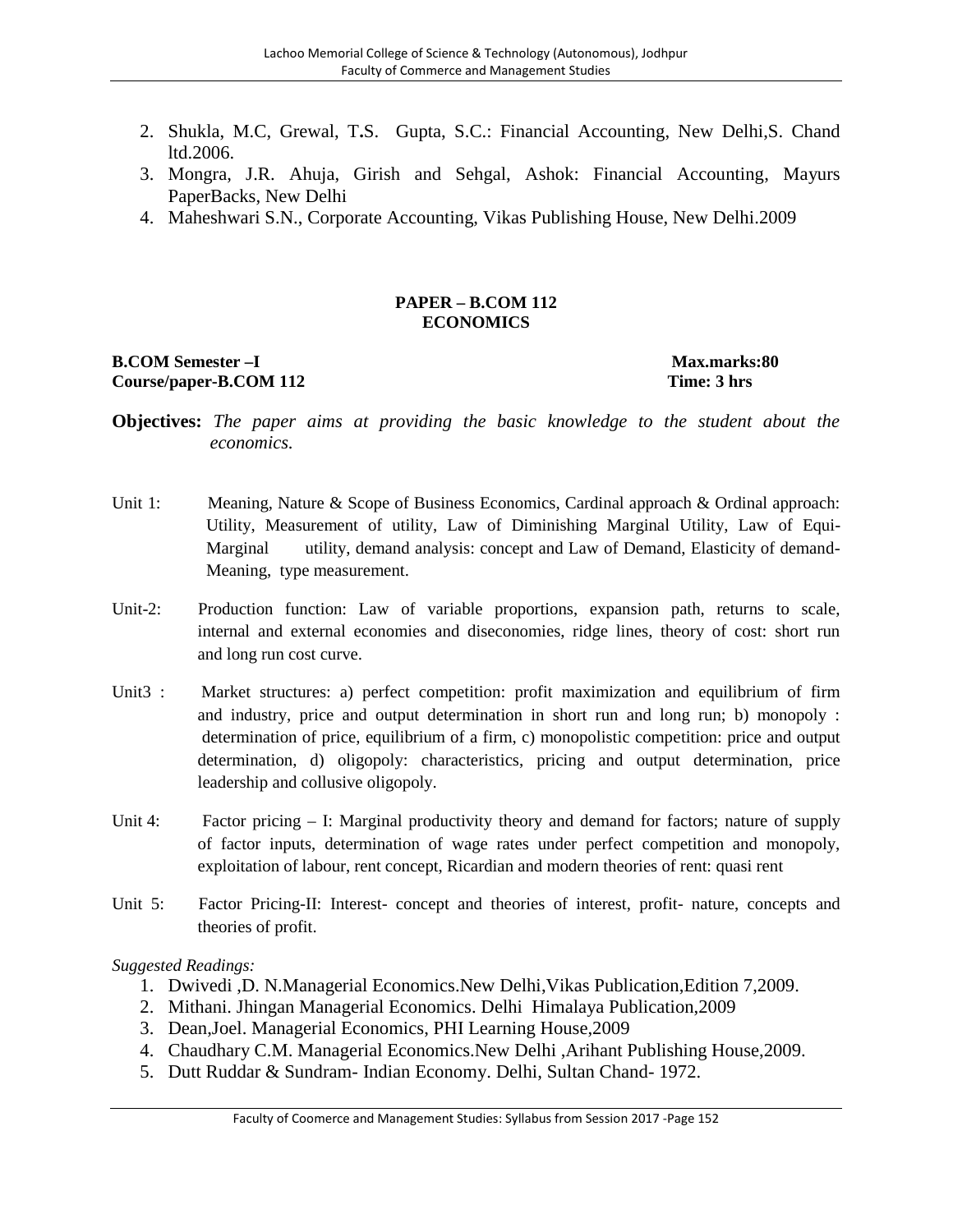2. Shukla, M.C, Grewal, T.S. Gupta, S.C.: Financial Accounting, New Delhi,S. Chand ltd.2006.
3. Mongra, J.R. Ahuja, Girish and Sehgal, Ashok: Financial Accounting, Mayurs PaperBacks, New Delhi
4. Maheshwari S.N., Corporate Accounting, Vikas Publishing House, New Delhi.2009

## PAPER – B.COM 112
## ECONOMICS

**B.COM Semester –I** **Max.marks:80**
**Course/paper-B.COM 112** **Time: 3 hrs**

**Objectives:** *The paper aims at providing the basic knowledge to the student about the economics.*

Unit 1: Meaning, Nature & Scope of Business Economics, Cardinal approach & Ordinal approach: Utility, Measurement of utility, Law of Diminishing Marginal Utility, Law of Equi-Marginal utility, demand analysis: concept and Law of Demand, Elasticity of demand-Meaning, type measurement.

Unit-2: Production function: Law of variable proportions, expansion path, returns to scale, internal and external economies and diseconomies, ridge lines, theory of cost: short run and long run cost curve.

Unit3 : Market structures: a) perfect competition: profit maximization and equilibrium of firm and industry, price and output determination in short run and long run; b) monopoly : determination of price, equilibrium of a firm, c) monopolistic competition: price and output determination, d) oligopoly: characteristics, pricing and output determination, price leadership and collusive oligopoly.

Unit 4: Factor pricing – I: Marginal productivity theory and demand for factors; nature of supply of factor inputs, determination of wage rates under perfect competition and monopoly, exploitation of labour, rent concept, Ricardian and modern theories of rent: quasi rent

Unit 5: Factor Pricing-II: Interest- concept and theories of interest, profit- nature, concepts and theories of profit.

*Suggested Readings:*

1. Dwivedi ,D. N.Managerial Economics.New Delhi,Vikas Publication,Edition 7,2009.
2. Mithani. Jhingan Managerial Economics. Delhi Himalaya Publication,2009
3. Dean,Joel. Managerial Economics, PHI Learning House,2009
4. Chaudhary C.M. Managerial Economics.New Delhi ,Arihant Publishing House,2009.
5. Dutt Ruddar & Sundram- Indian Economy. Delhi, Sultan Chand- 1972.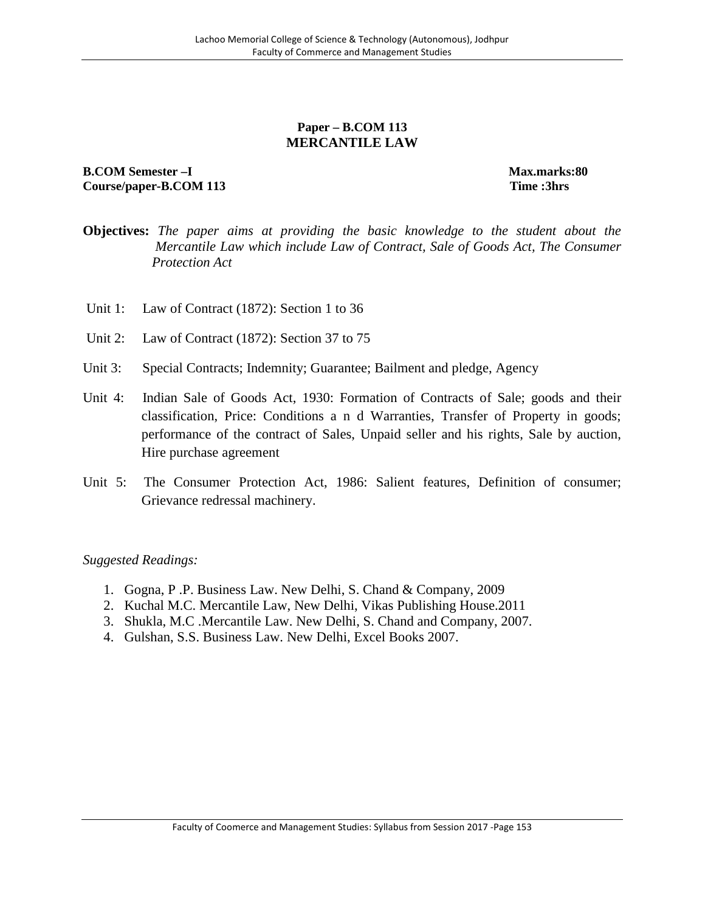## Paper – B.COM 113
## MERCANTILE LAW

**B.COM Semester –I** **Max.marks:80**
**Course/paper-B.COM 113** **Time :3hrs**

**Objectives:** *The paper aims at providing the basic knowledge to the student about the Mercantile Law which include Law of Contract, Sale of Goods Act, The Consumer Protection Act*

Unit 1: Law of Contract (1872): Section 1 to 36

Unit 2: Law of Contract (1872): Section 37 to 75

Unit 3: Special Contracts; Indemnity; Guarantee; Bailment and pledge, Agency

Unit 4: Indian Sale of Goods Act, 1930: Formation of Contracts of Sale; goods and their classification, Price: Conditions a n d Warranties, Transfer of Property in goods; performance of the contract of Sales, Unpaid seller and his rights, Sale by auction, Hire purchase agreement

Unit 5: The Consumer Protection Act, 1986: Salient features, Definition of consumer; Grievance redressal machinery.

*Suggested Readings:*

1. Gogna, P .P. Business Law. New Delhi, S. Chand & Company, 2009
2. Kuchal M.C. Mercantile Law, New Delhi, Vikas Publishing House.2011
3. Shukla, M.C .Mercantile Law. New Delhi, S. Chand and Company, 2007.
4. Gulshan, S.S. Business Law. New Delhi, Excel Books 2007.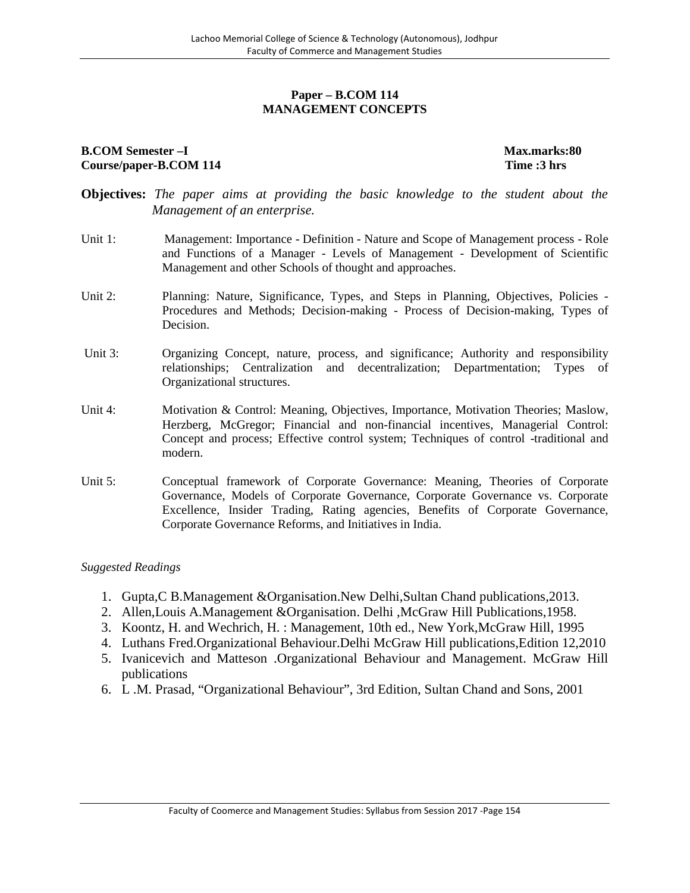## Paper – B.COM 114
## MANAGEMENT CONCEPTS

**B.COM Semester –I** **Max.marks:80**
**Course/paper-B.COM 114** **Time :3 hrs**

**Objectives:** *The paper aims at providing the basic knowledge to the student about the Management of an enterprise.*

Unit 1: Management: Importance - Definition - Nature and Scope of Management process - Role and Functions of a Manager - Levels of Management - Development of Scientific Management and other Schools of thought and approaches.

Unit 2: Planning: Nature, Significance, Types, and Steps in Planning, Objectives, Policies - Procedures and Methods; Decision-making - Process of Decision-making, Types of Decision.

Unit 3: Organizing Concept, nature, process, and significance; Authority and responsibility relationships; Centralization and decentralization; Departmentation; Types of Organizational structures.

Unit 4: Motivation & Control: Meaning, Objectives, Importance, Motivation Theories; Maslow, Herzberg, McGregor; Financial and non-financial incentives, Managerial Control: Concept and process; Effective control system; Techniques of control -traditional and modern.

Unit 5: Conceptual framework of Corporate Governance: Meaning, Theories of Corporate Governance, Models of Corporate Governance, Corporate Governance vs. Corporate Excellence, Insider Trading, Rating agencies, Benefits of Corporate Governance, Corporate Governance Reforms, and Initiatives in India.

*Suggested Readings*

1. Gupta,C B.Management &Organisation.New Delhi,Sultan Chand publications,2013.
2. Allen,Louis A.Management &Organisation. Delhi ,McGraw Hill Publications,1958.
3. Koontz, H. and Wechrich, H. : Management, 10th ed., New York,McGraw Hill, 1995
4. Luthans Fred.Organizational Behaviour.Delhi McGraw Hill publications,Edition 12,2010
5. Ivanicevich and Matteson .Organizational Behaviour and Management. McGraw Hill publications
6. L .M. Prasad, "Organizational Behaviour", 3rd Edition, Sultan Chand and Sons, 2001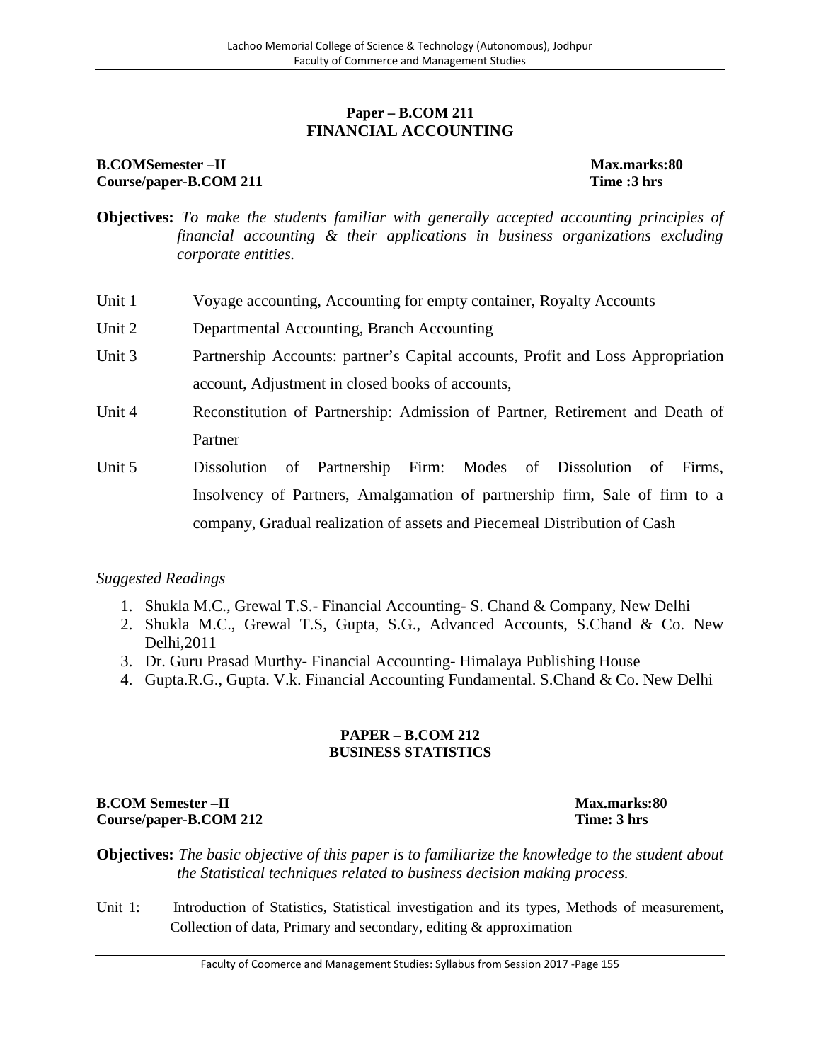## Paper – B.COM 211
## FINANCIAL ACCOUNTING

**B.COMSemester –II** **Max.marks:80**
**Course/paper-B.COM 211** **Time :3 hrs**

**Objectives:** *To make the students familiar with generally accepted accounting principles of financial accounting & their applications in business organizations excluding corporate entities.*

Unit 1 Voyage accounting, Accounting for empty container, Royalty Accounts

Unit 2 Departmental Accounting, Branch Accounting

Unit 3 Partnership Accounts: partner's Capital accounts, Profit and Loss Appropriation account, Adjustment in closed books of accounts,

Unit 4 Reconstitution of Partnership: Admission of Partner, Retirement and Death of Partner

Unit 5 Dissolution of Partnership Firm: Modes of Dissolution of Firms, Insolvency of Partners, Amalgamation of partnership firm, Sale of firm to a company, Gradual realization of assets and Piecemeal Distribution of Cash

*Suggested Readings*

1. Shukla M.C., Grewal T.S.- Financial Accounting- S. Chand & Company, New Delhi
2. Shukla M.C., Grewal T.S, Gupta, S.G., Advanced Accounts, S.Chand & Co. New Delhi,2011
3. Dr. Guru Prasad Murthy- Financial Accounting- Himalaya Publishing House
4. Gupta.R.G., Gupta. V.k. Financial Accounting Fundamental. S.Chand & Co. New Delhi

## PAPER – B.COM 212
## BUSINESS STATISTICS

**B.COM Semester –II** **Max.marks:80**
**Course/paper-B.COM 212** **Time: 3 hrs**

**Objectives:** *The basic objective of this paper is to familiarize the knowledge to the student about the Statistical techniques related to business decision making process.*

Unit 1: Introduction of Statistics, Statistical investigation and its types, Methods of measurement, Collection of data, Primary and secondary, editing & approximation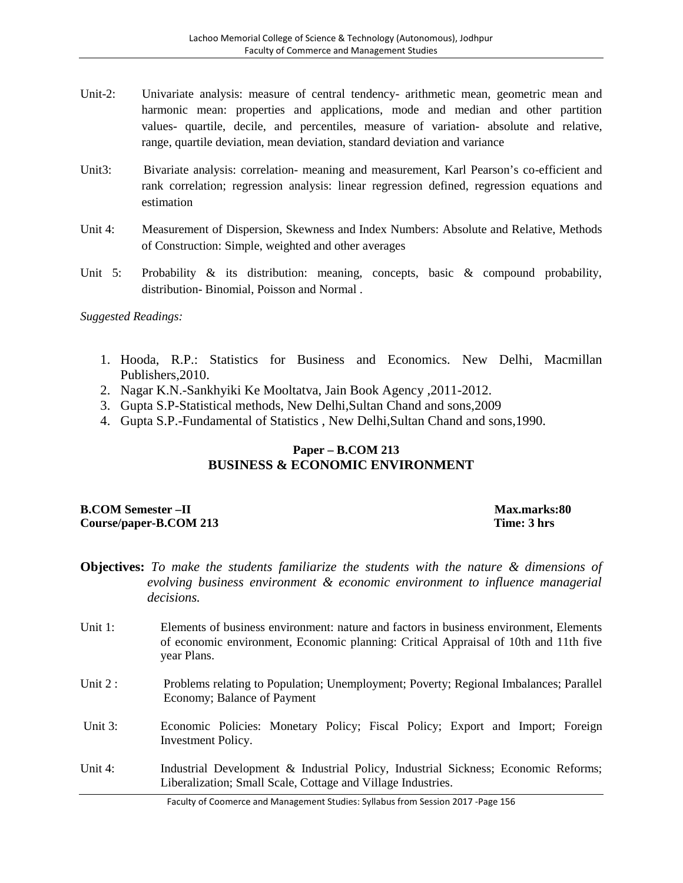Unit-2: Univariate analysis: measure of central tendency- arithmetic mean, geometric mean and harmonic mean: properties and applications, mode and median and other partition values- quartile, decile, and percentiles, measure of variation- absolute and relative, range, quartile deviation, mean deviation, standard deviation and variance

Unit3: Bivariate analysis: correlation- meaning and measurement, Karl Pearson's co-efficient and rank correlation; regression analysis: linear regression defined, regression equations and estimation

Unit 4: Measurement of Dispersion, Skewness and Index Numbers: Absolute and Relative, Methods of Construction: Simple, weighted and other averages

Unit 5: Probability & its distribution: meaning, concepts, basic & compound probability, distribution- Binomial, Poisson and Normal .

*Suggested Readings:*

1. Hooda, R.P.: Statistics for Business and Economics. New Delhi, Macmillan Publishers,2010.
2. Nagar K.N.-Sankhyiki Ke Mooltatva, Jain Book Agency ,2011-2012.
3. Gupta S.P-Statistical methods, New Delhi,Sultan Chand and sons,2009
4. Gupta S.P.-Fundamental of Statistics , New Delhi,Sultan Chand and sons,1990.

## Paper – B.COM 213
## BUSINESS & ECONOMIC ENVIRONMENT

**B.COM Semester –II** **Max.marks:80**
**Course/paper-B.COM 213** **Time: 3 hrs**

**Objectives:** *To make the students familiarize the students with the nature & dimensions of evolving business environment & economic environment to influence managerial decisions.*

Unit 1: Elements of business environment: nature and factors in business environment, Elements of economic environment, Economic planning: Critical Appraisal of 10th and 11th five year Plans.

Unit 2 : Problems relating to Population; Unemployment; Poverty; Regional Imbalances; Parallel Economy; Balance of Payment

Unit 3: Economic Policies: Monetary Policy; Fiscal Policy; Export and Import; Foreign Investment Policy.

Unit 4: Industrial Development & Industrial Policy, Industrial Sickness; Economic Reforms; Liberalization; Small Scale, Cottage and Village Industries.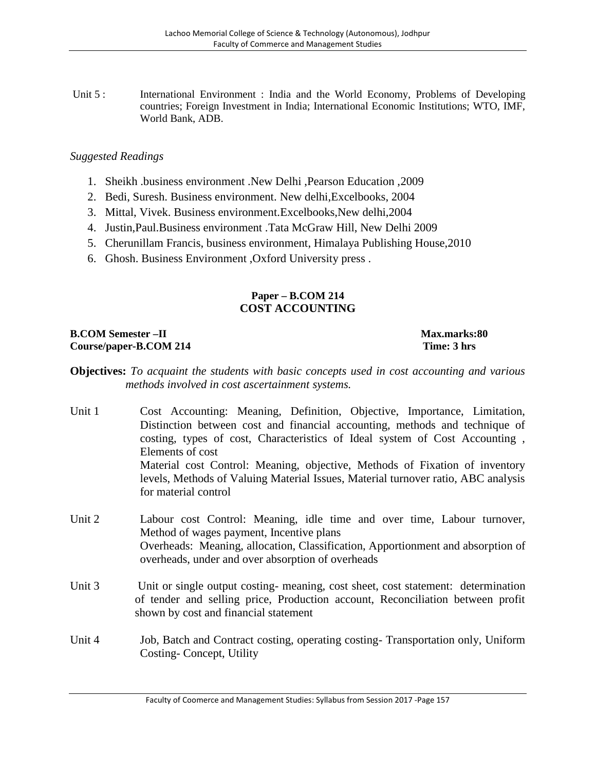Unit 5 : International Environment : India and the World Economy, Problems of Developing countries; Foreign Investment in India; International Economic Institutions; WTO, IMF, World Bank, ADB.

*Suggested Readings*

1. Sheikh .business environment .New Delhi ,Pearson Education ,2009
2. Bedi, Suresh. Business environment. New delhi,Excelbooks, 2004
3. Mittal, Vivek. Business environment.Excelbooks,New delhi,2004
4. Justin,Paul.Business environment .Tata McGraw Hill, New Delhi 2009
5. Cherunillam Francis, business environment, Himalaya Publishing House,2010
6. Ghosh. Business Environment ,Oxford University press .

## Paper – B.COM 214
## COST ACCOUNTING

**B.COM Semester –II** **Max.marks:80**
**Course/paper-B.COM 214** **Time: 3 hrs**

**Objectives:** *To acquaint the students with basic concepts used in cost accounting and various methods involved in cost ascertainment systems.*

Unit 1 Cost Accounting: Meaning, Definition, Objective, Importance, Limitation, Distinction between cost and financial accounting, methods and technique of costing, types of cost, Characteristics of Ideal system of Cost Accounting , Elements of cost
Material cost Control: Meaning, objective, Methods of Fixation of inventory levels, Methods of Valuing Material Issues, Material turnover ratio, ABC analysis for material control

Unit 2 Labour cost Control: Meaning, idle time and over time, Labour turnover, Method of wages payment, Incentive plans
Overheads: Meaning, allocation, Classification, Apportionment and absorption of overheads, under and over absorption of overheads

Unit 3 Unit or single output costing- meaning, cost sheet, cost statement: determination of tender and selling price, Production account, Reconciliation between profit shown by cost and financial statement

Unit 4 Job, Batch and Contract costing, operating costing- Transportation only, Uniform Costing- Concept, Utility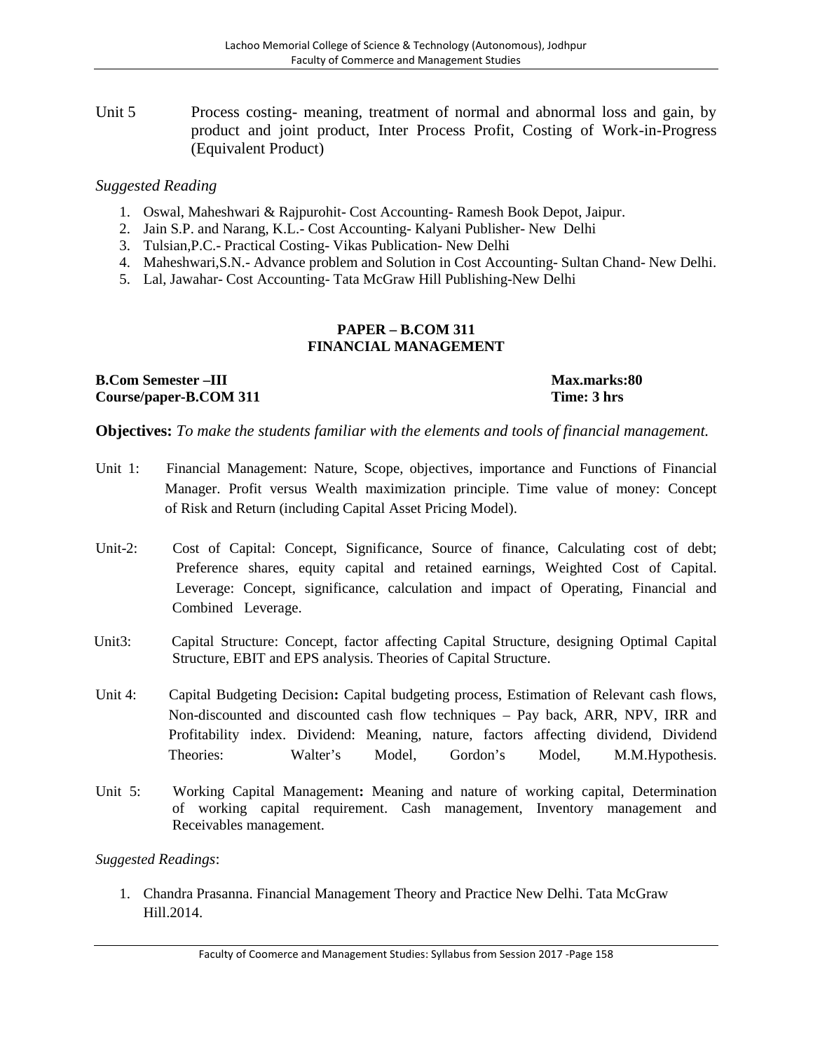Unit 5 Process costing- meaning, treatment of normal and abnormal loss and gain, by product and joint product, Inter Process Profit, Costing of Work-in-Progress (Equivalent Product)

*Suggested Reading*

1. Oswal, Maheshwari & Rajpurohit- Cost Accounting- Ramesh Book Depot, Jaipur.
2. Jain S.P. and Narang, K.L.- Cost Accounting- Kalyani Publisher- New Delhi
3. Tulsian,P.C.- Practical Costing- Vikas Publication- New Delhi
4. Maheshwari,S.N.- Advance problem and Solution in Cost Accounting- Sultan Chand- New Delhi.
5. Lal, Jawahar- Cost Accounting- Tata McGraw Hill Publishing-New Delhi

## PAPER – B.COM 311
## FINANCIAL MANAGEMENT

**B.Com Semester –III** **Max.marks:80**
**Course/paper-B.COM 311** **Time: 3 hrs**

**Objectives:** *To make the students familiar with the elements and tools of financial management.*

Unit 1: Financial Management: Nature, Scope, objectives, importance and Functions of Financial Manager. Profit versus Wealth maximization principle. Time value of money: Concept of Risk and Return (including Capital Asset Pricing Model).

Unit-2: Cost of Capital: Concept, Significance, Source of finance, Calculating cost of debt; Preference shares, equity capital and retained earnings, Weighted Cost of Capital. Leverage: Concept, significance, calculation and impact of Operating, Financial and Combined Leverage.

Unit3: Capital Structure: Concept, factor affecting Capital Structure, designing Optimal Capital Structure, EBIT and EPS analysis. Theories of Capital Structure.

Unit 4: Capital Budgeting Decision**:** Capital budgeting process, Estimation of Relevant cash flows, Non-discounted and discounted cash flow techniques – Pay back, ARR, NPV, IRR and Profitability index. Dividend: Meaning, nature, factors affecting dividend, Dividend Theories: Walter's Model, Gordon's Model, M.M.Hypothesis.

Unit 5: Working Capital Management**:** Meaning and nature of working capital, Determination of working capital requirement. Cash management, Inventory management and Receivables management.

*Suggested Readings*:

1. Chandra Prasanna. Financial Management Theory and Practice New Delhi. Tata McGraw Hill.2014.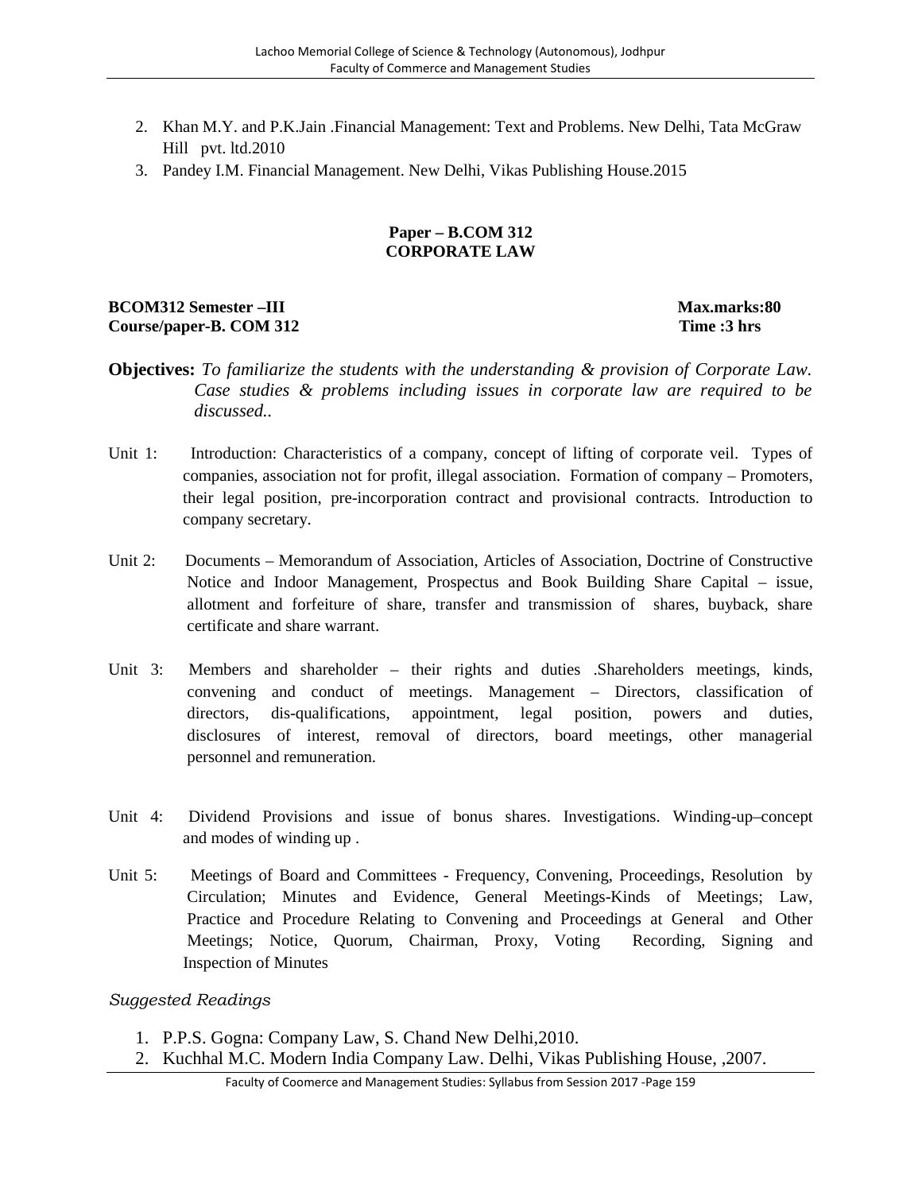2. Khan M.Y. and P.K.Jain .Financial Management: Text and Problems. New Delhi, Tata McGraw Hill pvt. ltd.2010
3. Pandey I.M. Financial Management. New Delhi, Vikas Publishing House.2015

## Paper – B.COM 312
## CORPORATE LAW

**BCOM312 Semester –III** **Max.marks:80**
**Course/paper-B. COM 312** **Time :3 hrs**

**Objectives:** *To familiarize the students with the understanding & provision of Corporate Law. Case studies & problems including issues in corporate law are required to be discussed..*

Unit 1: Introduction: Characteristics of a company, concept of lifting of corporate veil. Types of companies, association not for profit, illegal association. Formation of company – Promoters, their legal position, pre-incorporation contract and provisional contracts. Introduction to company secretary.

Unit 2: Documents – Memorandum of Association, Articles of Association, Doctrine of Constructive Notice and Indoor Management, Prospectus and Book Building Share Capital – issue, allotment and forfeiture of share, transfer and transmission of shares, buyback, share certificate and share warrant.

Unit 3: Members and shareholder – their rights and duties .Shareholders meetings, kinds, convening and conduct of meetings. Management – Directors, classification of directors, dis-qualifications, appointment, legal position, powers and duties, disclosures of interest, removal of directors, board meetings, other managerial personnel and remuneration.

Unit 4: Dividend Provisions and issue of bonus shares. Investigations. Winding-up–concept and modes of winding up .

Unit 5: Meetings of Board and Committees - Frequency, Convening, Proceedings, Resolution by Circulation; Minutes and Evidence, General Meetings-Kinds of Meetings; Law, Practice and Procedure Relating to Convening and Proceedings at General and Other Meetings; Notice, Quorum, Chairman, Proxy, Voting Recording, Signing and Inspection of Minutes

*Suggested Readings*

1. P.P.S. Gogna: Company Law, S. Chand New Delhi,2010.
2. Kuchhal M.C. Modern India Company Law. Delhi, Vikas Publishing House, ,2007.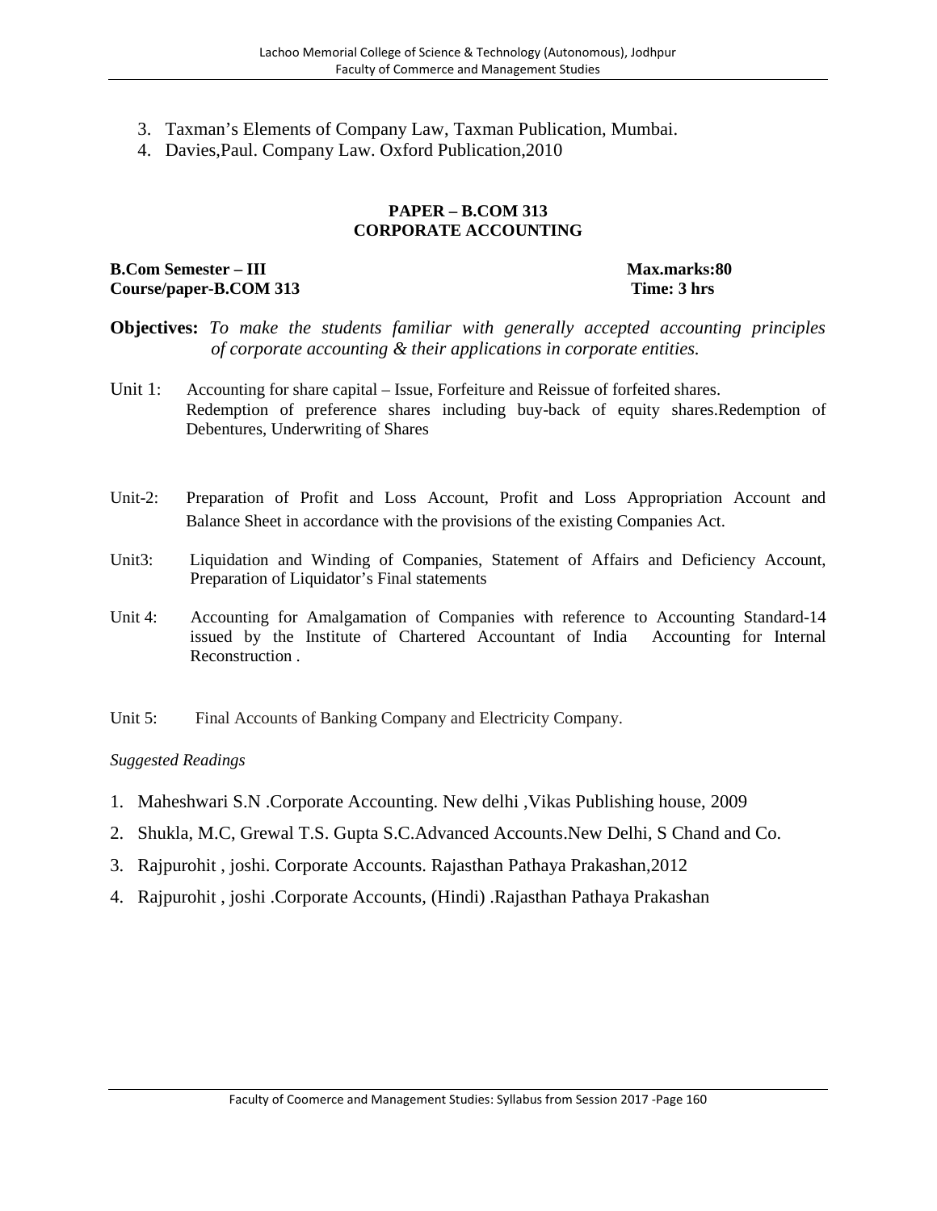3. Taxman's Elements of Company Law, Taxman Publication, Mumbai.
4. Davies,Paul. Company Law. Oxford Publication,2010

## PAPER – B.COM 313
## CORPORATE ACCOUNTING

**B.Com Semester – III** **Max.marks:80**
**Course/paper-B.COM 313** **Time: 3 hrs**

**Objectives:** *To make the students familiar with generally accepted accounting principles of corporate accounting & their applications in corporate entities.*

Unit 1: Accounting for share capital – Issue, Forfeiture and Reissue of forfeited shares. Redemption of preference shares including buy-back of equity shares.Redemption of Debentures, Underwriting of Shares

Unit-2: Preparation of Profit and Loss Account, Profit and Loss Appropriation Account and Balance Sheet in accordance with the provisions of the existing Companies Act.

Unit3: Liquidation and Winding of Companies, Statement of Affairs and Deficiency Account, Preparation of Liquidator's Final statements

Unit 4: Accounting for Amalgamation of Companies with reference to Accounting Standard-14 issued by the Institute of Chartered Accountant of India Accounting for Internal Reconstruction .

Unit 5: Final Accounts of Banking Company and Electricity Company.

*Suggested Readings*

1. Maheshwari S.N .Corporate Accounting. New delhi ,Vikas Publishing house, 2009
2. Shukla, M.C, Grewal T.S. Gupta S.C.Advanced Accounts.New Delhi, S Chand and Co.
3. Rajpurohit , joshi. Corporate Accounts. Rajasthan Pathaya Prakashan,2012
4. Rajpurohit , joshi .Corporate Accounts, (Hindi) .Rajasthan Pathaya Prakashan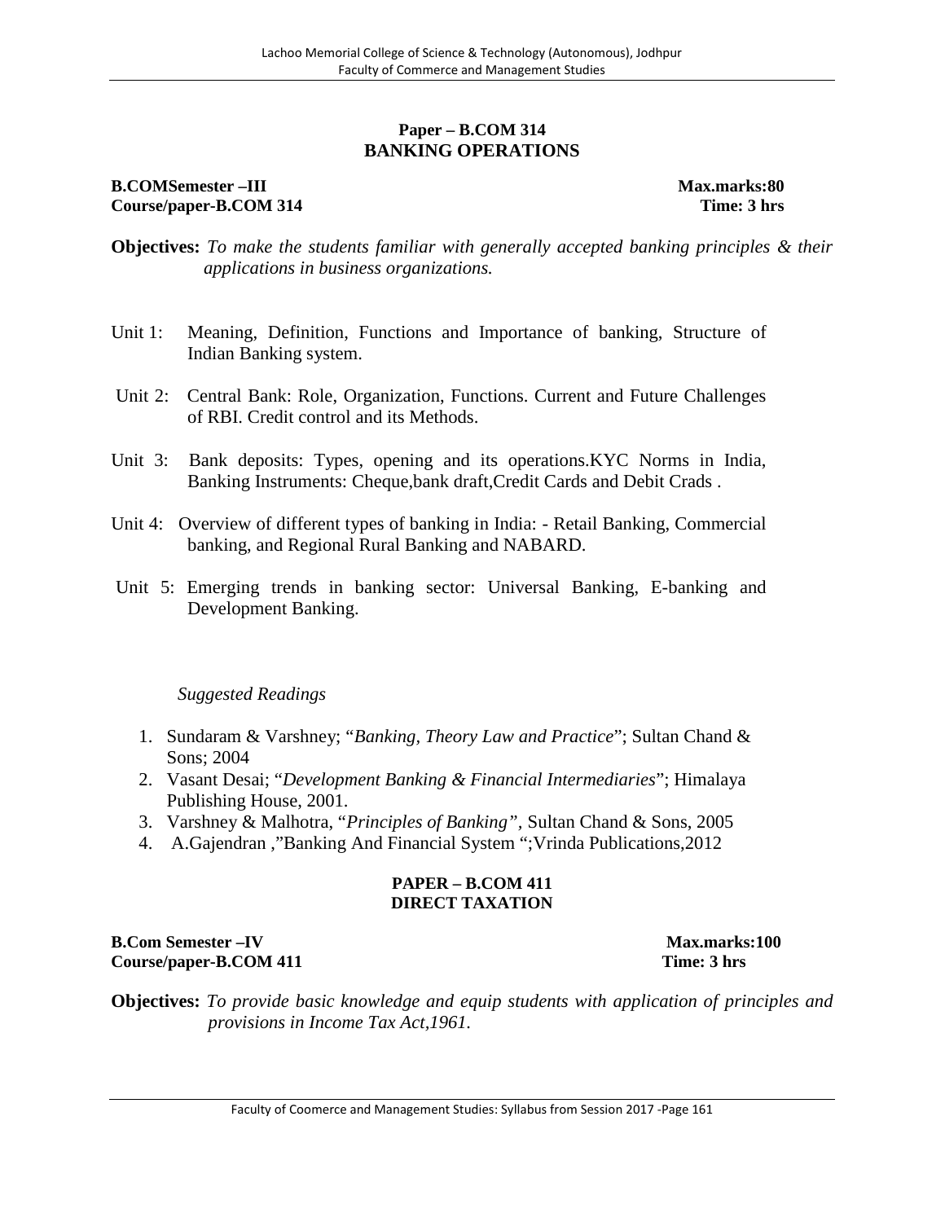## Paper – B.COM 314
## BANKING OPERATIONS

**B.COMSemester –III** **Max.marks:80**
**Course/paper-B.COM 314** **Time: 3 hrs**

**Objectives:** *To make the students familiar with generally accepted banking principles & their applications in business organizations.*

Unit 1: Meaning, Definition, Functions and Importance of banking, Structure of Indian Banking system.

Unit 2: Central Bank: Role, Organization, Functions. Current and Future Challenges of RBI. Credit control and its Methods.

Unit 3: Bank deposits: Types, opening and its operations.KYC Norms in India, Banking Instruments: Cheque,bank draft,Credit Cards and Debit Crads .

Unit 4: Overview of different types of banking in India: - Retail Banking, Commercial banking, and Regional Rural Banking and NABARD.

Unit 5: Emerging trends in banking sector: Universal Banking, E-banking and Development Banking.

*Suggested Readings*

1. Sundaram & Varshney; "*Banking, Theory Law and Practice*"; Sultan Chand & Sons; 2004
2. Vasant Desai; "*Development Banking & Financial Intermediaries*"; Himalaya Publishing House, 2001.
3. Varshney & Malhotra, "*Principles of Banking",* Sultan Chand & Sons, 2005
4. A.Gajendran ,"Banking And Financial System ";Vrinda Publications,2012

## PAPER – B.COM 411
## DIRECT TAXATION

**B.Com Semester –IV** **Max.marks:100**
**Course/paper-B.COM 411** **Time: 3 hrs**

**Objectives:** *To provide basic knowledge and equip students with application of principles and provisions in Income Tax Act,1961.*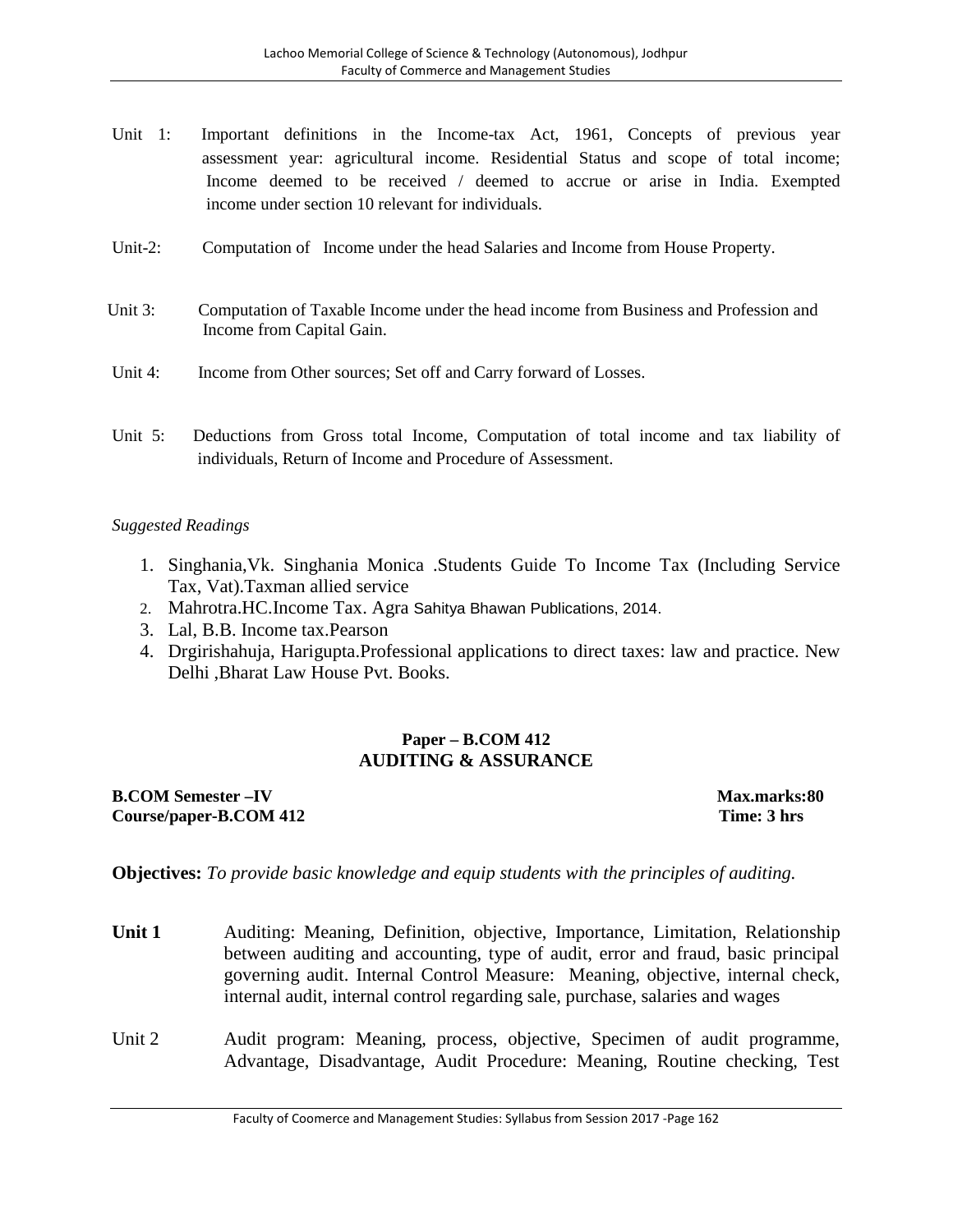Unit 1: Important definitions in the Income-tax Act, 1961, Concepts of previous year assessment year: agricultural income. Residential Status and scope of total income; Income deemed to be received / deemed to accrue or arise in India. Exempted income under section 10 relevant for individuals.

Unit-2: Computation of Income under the head Salaries and Income from House Property.

Unit 3: Computation of Taxable Income under the head income from Business and Profession and Income from Capital Gain.

Unit 4: Income from Other sources; Set off and Carry forward of Losses.

Unit 5: Deductions from Gross total Income, Computation of total income and tax liability of individuals, Return of Income and Procedure of Assessment.

*Suggested Readings*

1. Singhania,Vk. Singhania Monica .Students Guide To Income Tax (Including Service Tax, Vat).Taxman allied service
2. Mahrotra.HC.Income Tax. Agra Sahitya Bhawan Publications, 2014.
3. Lal, B.B. Income tax.Pearson
4. Drgirishahuja, Harigupta.Professional applications to direct taxes: law and practice. New Delhi ,Bharat Law House Pvt. Books.

## Paper – B.COM 412
## AUDITING & ASSURANCE

**B.COM Semester –IV** **Max.marks:80**
**Course/paper-B.COM 412** **Time: 3 hrs**

**Objectives:** *To provide basic knowledge and equip students with the principles of auditing.*

**Unit 1** Auditing: Meaning, Definition, objective, Importance, Limitation, Relationship between auditing and accounting, type of audit, error and fraud, basic principal governing audit. Internal Control Measure: Meaning, objective, internal check, internal audit, internal control regarding sale, purchase, salaries and wages

Unit 2 Audit program: Meaning, process, objective, Specimen of audit programme, Advantage, Disadvantage, Audit Procedure: Meaning, Routine checking, Test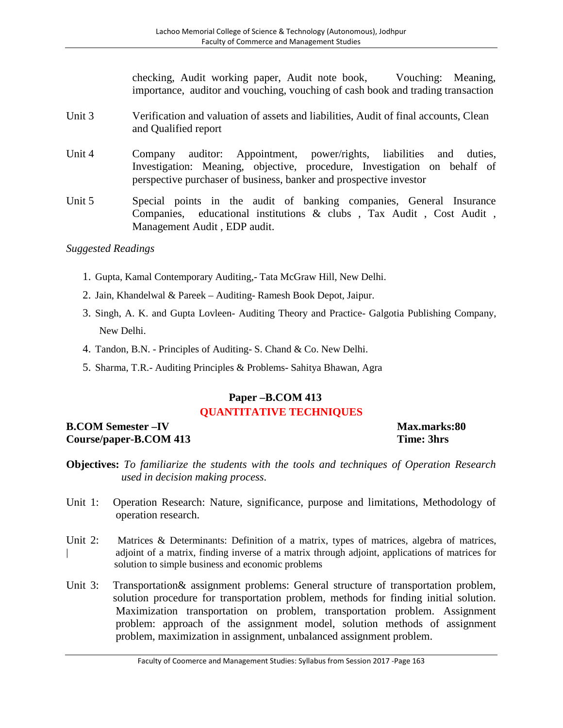checking, Audit working paper, Audit note book, Vouching: Meaning, importance, auditor and vouching, vouching of cash book and trading transaction

Unit 3 Verification and valuation of assets and liabilities, Audit of final accounts, Clean and Qualified report

Unit 4 Company auditor: Appointment, power/rights, liabilities and duties, Investigation: Meaning, objective, procedure, Investigation on behalf of perspective purchaser of business, banker and prospective investor

Unit 5 Special points in the audit of banking companies, General Insurance Companies, educational institutions & clubs , Tax Audit , Cost Audit , Management Audit , EDP audit.

*Suggested Readings*

1. Gupta, Kamal Contemporary Auditing,- Tata McGraw Hill, New Delhi.
2. Jain, Khandelwal & Pareek – Auditing- Ramesh Book Depot, Jaipur.
3. Singh, A. K. and Gupta Lovleen- Auditing Theory and Practice- Galgotia Publishing Company, New Delhi.
4. Tandon, B.N. - Principles of Auditing- S. Chand & Co. New Delhi.
5. Sharma, T.R.- Auditing Principles & Problems- Sahitya Bhawan, Agra

## Paper –B.COM 413

## QUANTITATIVE TECHNIQUES

**B.COM Semester –IV** **Max.marks:80**
**Course/paper-B.COM 413** **Time: 3hrs**

**Objectives:** *To familiarize the students with the tools and techniques of Operation Research used in decision making process.*

Unit 1: Operation Research: Nature, significance, purpose and limitations, Methodology of operation research.

Unit 2: Matrices & Determinants: Definition of a matrix, types of matrices, algebra of matrices, adjoint of a matrix, finding inverse of a matrix through adjoint, applications of matrices for solution to simple business and economic problems

Unit 3: Transportation& assignment problems: General structure of transportation problem, solution procedure for transportation problem, methods for finding initial solution. Maximization transportation on problem, transportation problem. Assignment problem: approach of the assignment model, solution methods of assignment problem, maximization in assignment, unbalanced assignment problem.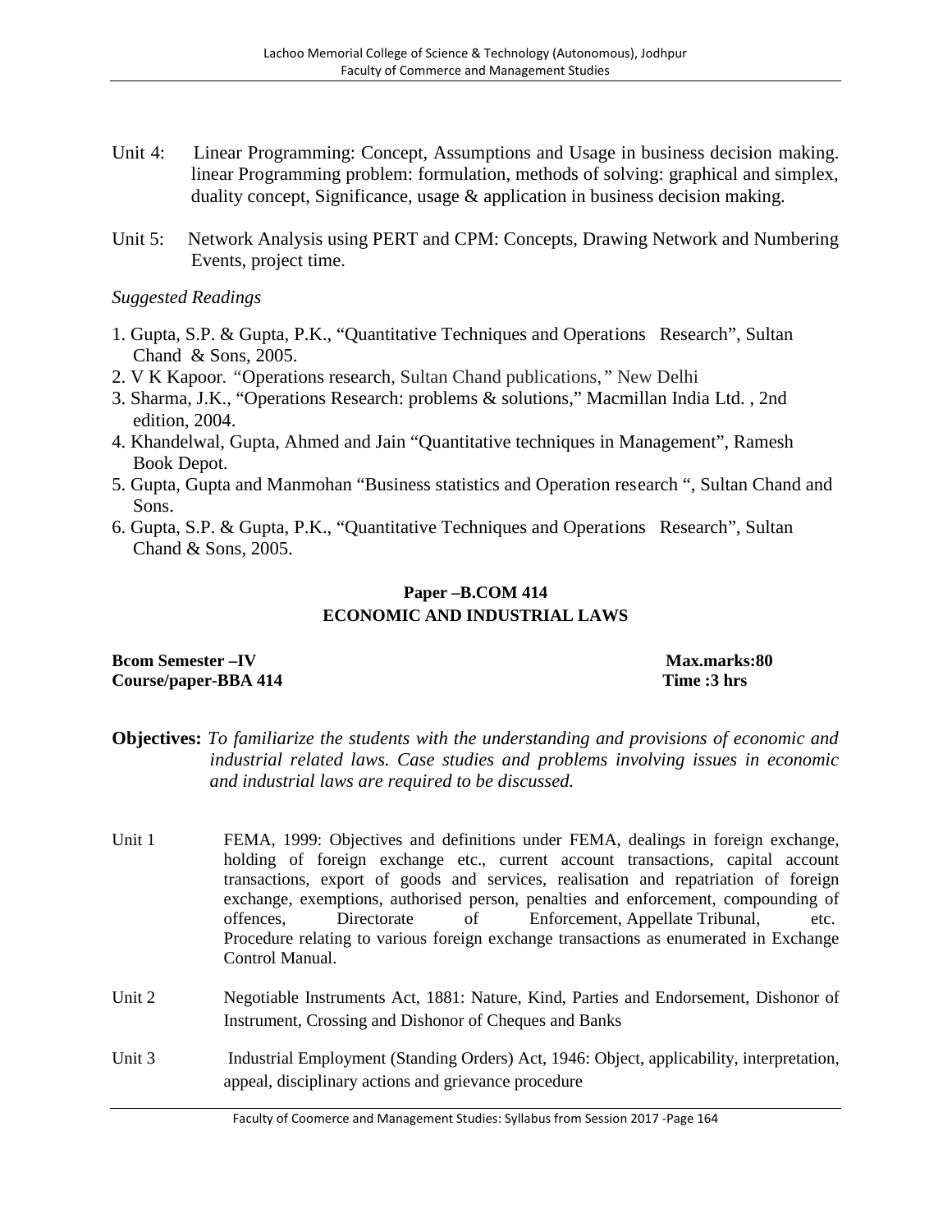Unit 4: Linear Programming: Concept, Assumptions and Usage in business decision making. linear Programming problem: formulation, methods of solving: graphical and simplex, duality concept, Significance, usage & application in business decision making.

Unit 5: Network Analysis using PERT and CPM: Concepts, Drawing Network and Numbering Events, project time.

*Suggested Readings*

1. Gupta, S.P. & Gupta, P.K., "Quantitative Techniques and Operations Research", Sultan Chand & Sons, 2005.
2. V K Kapoor. "Operations research, Sultan Chand publications, " New Delhi
3. Sharma, J.K., "Operations Research: problems & solutions," Macmillan India Ltd. , 2nd edition, 2004.
4. Khandelwal, Gupta, Ahmed and Jain "Quantitative techniques in Management", Ramesh Book Depot.
5. Gupta, Gupta and Manmohan "Business statistics and Operation research ", Sultan Chand and Sons.
6. Gupta, S.P. & Gupta, P.K., "Quantitative Techniques and Operations Research", Sultan Chand & Sons, 2005.

## Paper –B.COM 414
## ECONOMIC AND INDUSTRIAL LAWS

**Bcom Semester –IV** **Max.marks:80**
**Course/paper-BBA 414** **Time :3 hrs**

**Objectives:** *To familiarize the students with the understanding and provisions of economic and industrial related laws. Case studies and problems involving issues in economic and industrial laws are required to be discussed.*

Unit 1 FEMA, 1999: Objectives and definitions under FEMA, dealings in foreign exchange, holding of foreign exchange etc., current account transactions, capital account transactions, export of goods and services, realisation and repatriation of foreign exchange, exemptions, authorised person, penalties and enforcement, compounding of offences, Directorate of Enforcement, Appellate Tribunal, etc. Procedure relating to various foreign exchange transactions as enumerated in Exchange Control Manual.

Unit 2 Negotiable Instruments Act, 1881: Nature, Kind, Parties and Endorsement, Dishonor of Instrument, Crossing and Dishonor of Cheques and Banks

Unit 3 Industrial Employment (Standing Orders) Act, 1946: Object, applicability, interpretation, appeal, disciplinary actions and grievance procedure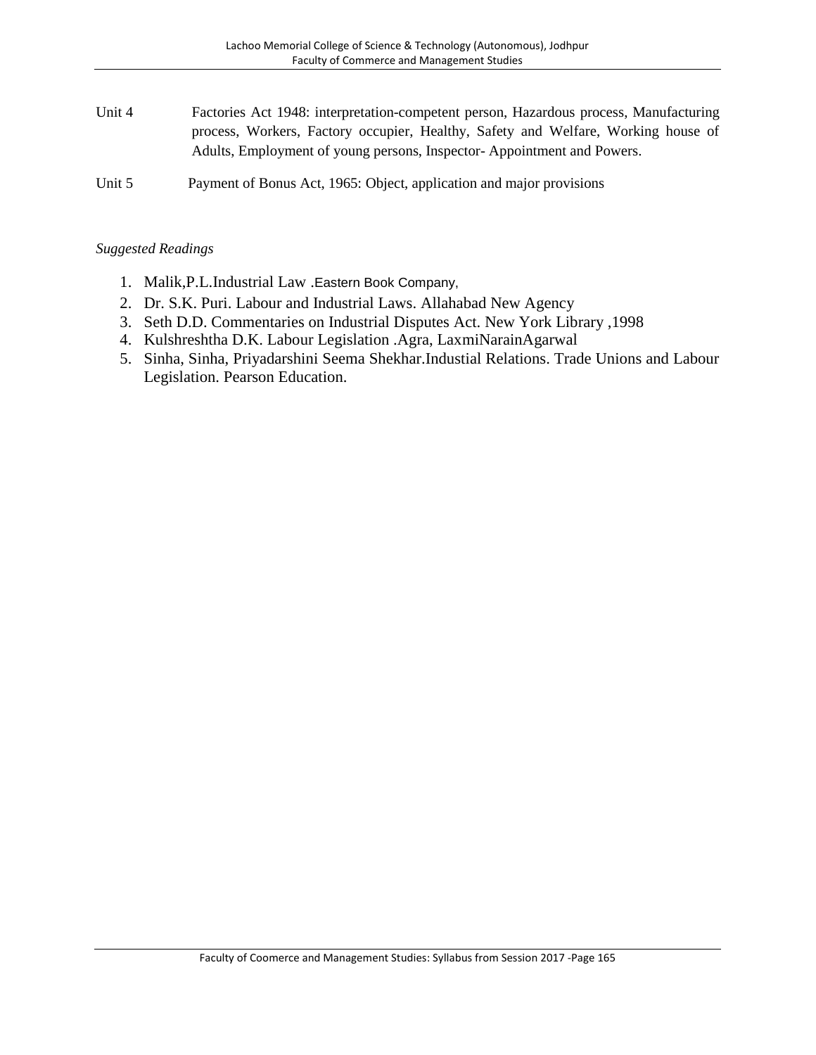Unit 4 Factories Act 1948: interpretation-competent person, Hazardous process, Manufacturing process, Workers, Factory occupier, Healthy, Safety and Welfare, Working house of Adults, Employment of young persons, Inspector- Appointment and Powers.

Unit 5 Payment of Bonus Act, 1965: Object, application and major provisions

*Suggested Readings*

1. Malik,P.L.Industrial Law .Eastern Book Company,
2. Dr. S.K. Puri. Labour and Industrial Laws. Allahabad New Agency
3. Seth D.D. Commentaries on Industrial Disputes Act. New York Library ,1998
4. Kulshreshtha D.K. Labour Legislation .Agra, LaxmiNarainAgarwal
5. Sinha, Sinha, Priyadarshini Seema Shekhar.Industial Relations. Trade Unions and Labour Legislation. Pearson Education.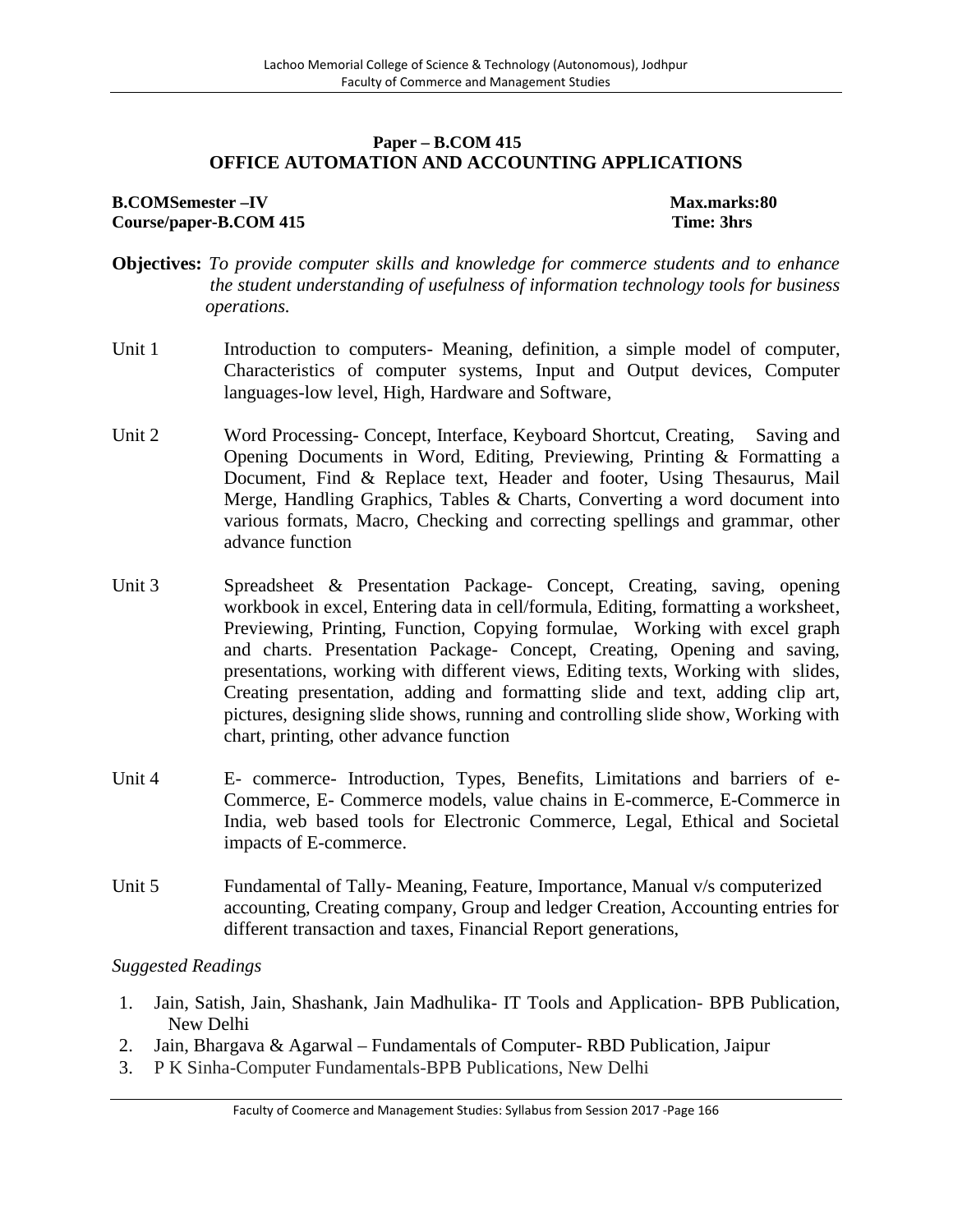**Paper – B.COM 415**
**OFFICE AUTOMATION AND ACCOUNTING APPLICATIONS**

**B.COMSemester –IV** **Max.marks:80**
**Course/paper-B.COM 415** **Time: 3hrs**

**Objectives:** *To provide computer skills and knowledge for commerce students and to enhance the student understanding of usefulness of information technology tools for business operations.*

Unit 1 Introduction to computers- Meaning, definition, a simple model of computer, Characteristics of computer systems, Input and Output devices, Computer languages-low level, High, Hardware and Software,

Unit 2 Word Processing- Concept, Interface, Keyboard Shortcut, Creating, Saving and Opening Documents in Word, Editing, Previewing, Printing & Formatting a Document, Find & Replace text, Header and footer, Using Thesaurus, Mail Merge, Handling Graphics, Tables & Charts, Converting a word document into various formats, Macro, Checking and correcting spellings and grammar, other advance function

Unit 3 Spreadsheet & Presentation Package- Concept, Creating, saving, opening workbook in excel, Entering data in cell/formula, Editing, formatting a worksheet, Previewing, Printing, Function, Copying formulae, Working with excel graph and charts. Presentation Package- Concept, Creating, Opening and saving, presentations, working with different views, Editing texts, Working with slides, Creating presentation, adding and formatting slide and text, adding clip art, pictures, designing slide shows, running and controlling slide show, Working with chart, printing, other advance function

Unit 4 E- commerce- Introduction, Types, Benefits, Limitations and barriers of e-Commerce, E- Commerce models, value chains in E-commerce, E-Commerce in India, web based tools for Electronic Commerce, Legal, Ethical and Societal impacts of E-commerce.

Unit 5 Fundamental of Tally- Meaning, Feature, Importance, Manual v/s computerized accounting, Creating company, Group and ledger Creation, Accounting entries for different transaction and taxes, Financial Report generations,

*Suggested Readings*

1. Jain, Satish, Jain, Shashank, Jain Madhulika- IT Tools and Application- BPB Publication, New Delhi
2. Jain, Bhargava & Agarwal – Fundamentals of Computer- RBD Publication, Jaipur
3. P K Sinha-Computer Fundamentals-BPB Publications, New Delhi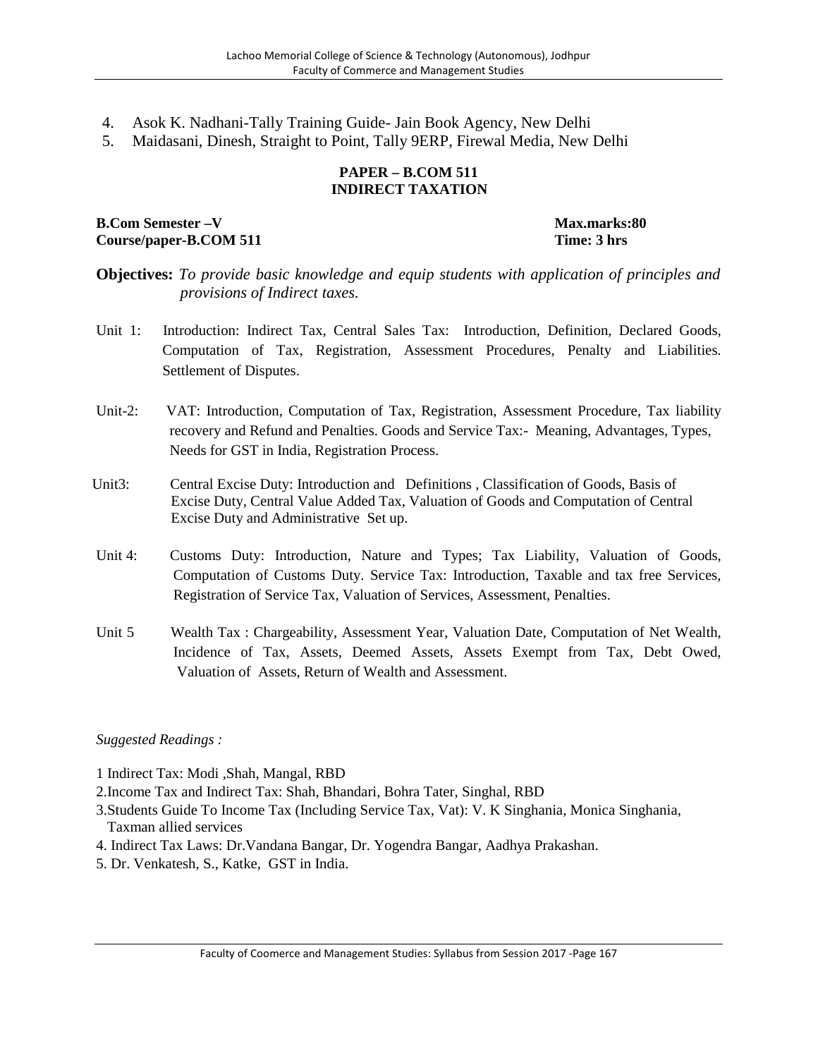4. Asok K. Nadhani-Tally Training Guide- Jain Book Agency, New Delhi
5. Maidasani, Dinesh, Straight to Point, Tally 9ERP, Firewal Media, New Delhi

## PAPER – B.COM 511
## INDIRECT TAXATION

**B.Com Semester –V** **Max.marks:80**
**Course/paper-B.COM 511** **Time: 3 hrs**

**Objectives:** *To provide basic knowledge and equip students with application of principles and provisions of Indirect taxes.*

Unit 1: Introduction: Indirect Tax, Central Sales Tax: Introduction, Definition, Declared Goods, Computation of Tax, Registration, Assessment Procedures, Penalty and Liabilities. Settlement of Disputes.

Unit-2: VAT: Introduction, Computation of Tax, Registration, Assessment Procedure, Tax liability recovery and Refund and Penalties. Goods and Service Tax:- Meaning, Advantages, Types, Needs for GST in India, Registration Process.

Unit3: Central Excise Duty: Introduction and Definitions , Classification of Goods, Basis of Excise Duty, Central Value Added Tax, Valuation of Goods and Computation of Central Excise Duty and Administrative Set up.

Unit 4: Customs Duty: Introduction, Nature and Types; Tax Liability, Valuation of Goods, Computation of Customs Duty. Service Tax: Introduction, Taxable and tax free Services, Registration of Service Tax, Valuation of Services, Assessment, Penalties.

Unit 5 Wealth Tax : Chargeability, Assessment Year, Valuation Date, Computation of Net Wealth, Incidence of Tax, Assets, Deemed Assets, Assets Exempt from Tax, Debt Owed, Valuation of Assets, Return of Wealth and Assessment.

*Suggested Readings :*

1 Indirect Tax: Modi ,Shah, Mangal, RBD
2.Income Tax and Indirect Tax: Shah, Bhandari, Bohra Tater, Singhal, RBD
3.Students Guide To Income Tax (Including Service Tax, Vat): V. K Singhania, Monica Singhania, Taxman allied services
4. Indirect Tax Laws: Dr.Vandana Bangar, Dr. Yogendra Bangar, Aadhya Prakashan.
5. Dr. Venkatesh, S., Katke, GST in India.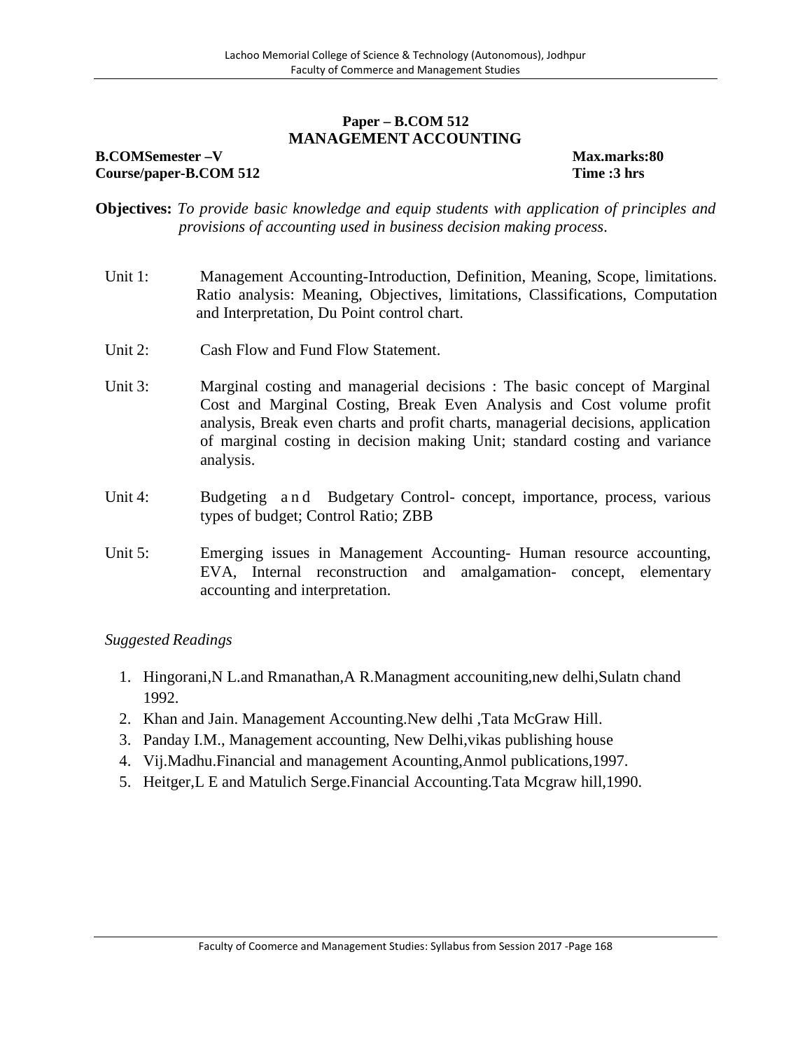## Paper – B.COM 512
## MANAGEMENT ACCOUNTING

**B.COMSemester –V** **Max.marks:80**
**Course/paper-B.COM 512** **Time :3 hrs**

**Objectives:** *To provide basic knowledge and equip students with application of principles and provisions of accounting used in business decision making process.*

Unit 1: Management Accounting-Introduction, Definition, Meaning, Scope, limitations. Ratio analysis: Meaning, Objectives, limitations, Classifications, Computation and Interpretation, Du Point control chart.

Unit 2: Cash Flow and Fund Flow Statement.

Unit 3: Marginal costing and managerial decisions : The basic concept of Marginal Cost and Marginal Costing, Break Even Analysis and Cost volume profit analysis, Break even charts and profit charts, managerial decisions, application of marginal costing in decision making Unit; standard costing and variance analysis.

Unit 4: Budgeting and Budgetary Control- concept, importance, process, various types of budget; Control Ratio; ZBB

Unit 5: Emerging issues in Management Accounting- Human resource accounting, EVA, Internal reconstruction and amalgamation- concept, elementary accounting and interpretation.

*Suggested Readings*

1. Hingorani,N L.and Rmanathan,A R.Managment accouniting,new delhi,Sulatn chand 1992.
2. Khan and Jain. Management Accounting.New delhi ,Tata McGraw Hill.
3. Panday I.M., Management accounting, New Delhi,vikas publishing house
4. Vij.Madhu.Financial and management Acounting,Anmol publications,1997.
5. Heitger,L E and Matulich Serge.Financial Accounting.Tata Mcgraw hill,1990.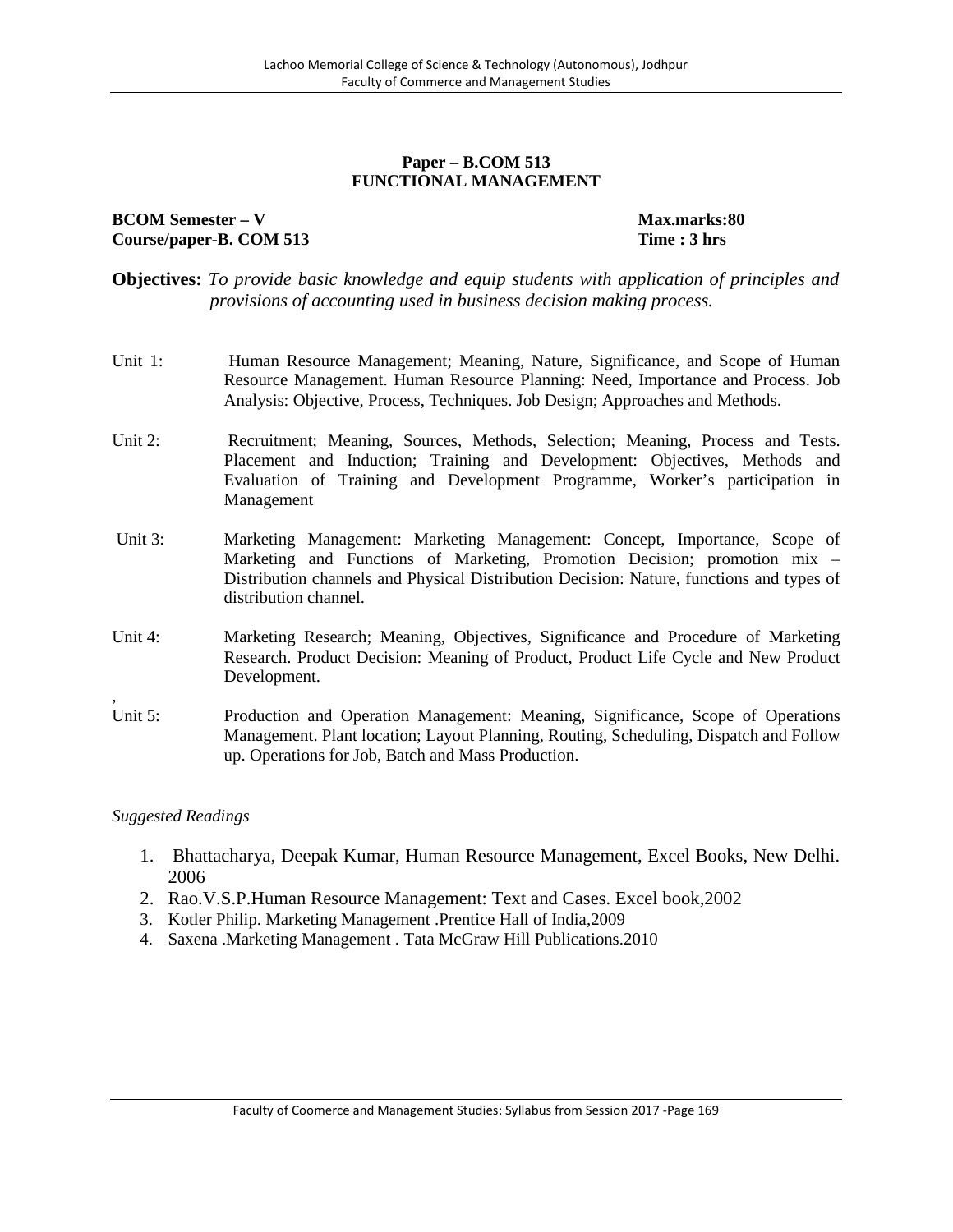**Paper – B.COM 513**
**FUNCTIONAL MANAGEMENT**

**BCOM Semester – V** **Max.marks:80**
**Course/paper-B. COM 513** **Time : 3 hrs**

**Objectives:** *To provide basic knowledge and equip students with application of principles and provisions of accounting used in business decision making process.*

Unit 1: Human Resource Management; Meaning, Nature, Significance, and Scope of Human Resource Management. Human Resource Planning: Need, Importance and Process. Job Analysis: Objective, Process, Techniques. Job Design; Approaches and Methods.

Unit 2: Recruitment; Meaning, Sources, Methods, Selection; Meaning, Process and Tests. Placement and Induction; Training and Development: Objectives, Methods and Evaluation of Training and Development Programme, Worker's participation in Management

Unit 3: Marketing Management: Marketing Management: Concept, Importance, Scope of Marketing and Functions of Marketing, Promotion Decision; promotion mix – Distribution channels and Physical Distribution Decision: Nature, functions and types of distribution channel.

Unit 4: Marketing Research; Meaning, Objectives, Significance and Procedure of Marketing Research. Product Decision: Meaning of Product, Product Life Cycle and New Product Development.

,
Unit 5: Production and Operation Management: Meaning, Significance, Scope of Operations Management. Plant location; Layout Planning, Routing, Scheduling, Dispatch and Follow up. Operations for Job, Batch and Mass Production.

*Suggested Readings*

1. Bhattacharya, Deepak Kumar, Human Resource Management, Excel Books, New Delhi. 2006
2. Rao.V.S.P.Human Resource Management: Text and Cases. Excel book,2002
3. Kotler Philip. Marketing Management .Prentice Hall of India,2009
4. Saxena .Marketing Management . Tata McGraw Hill Publications.2010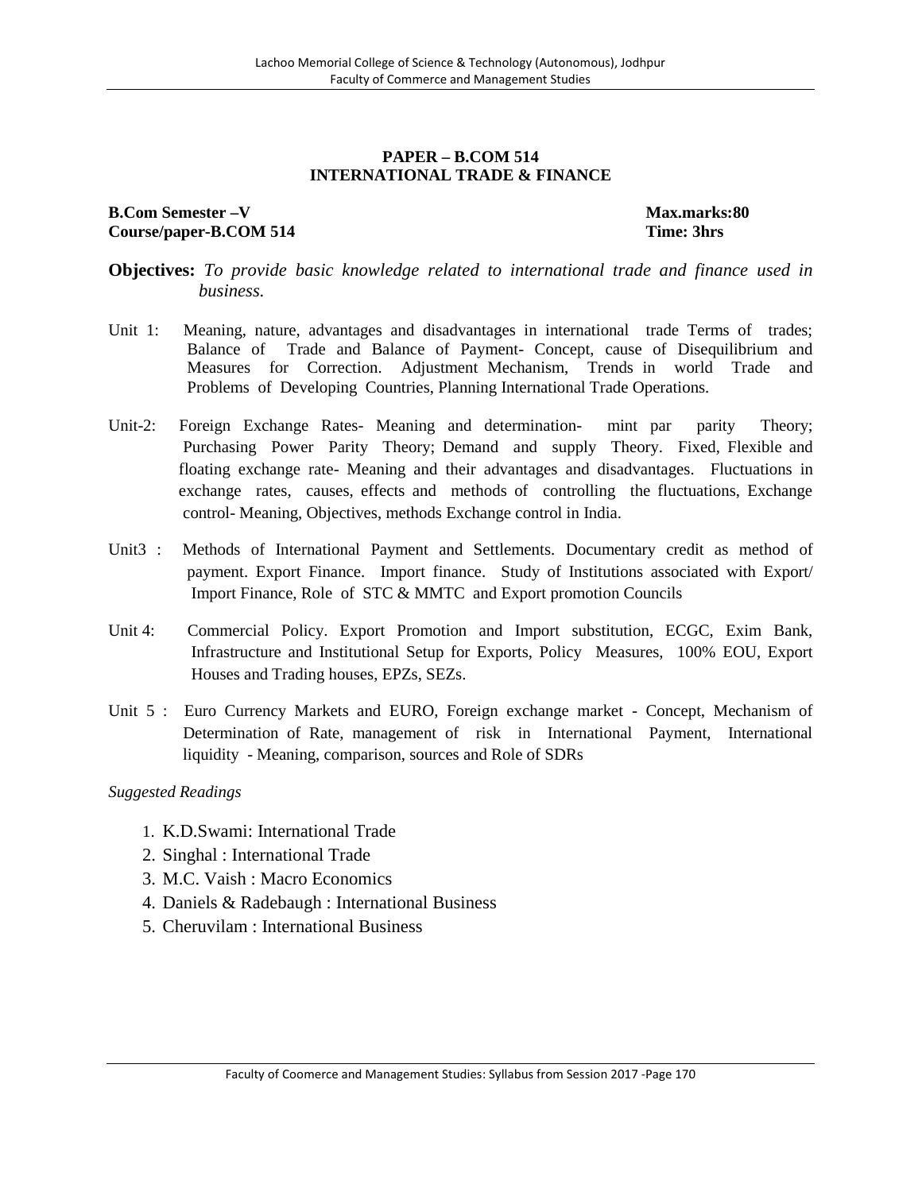## PAPER – B.COM 514
## INTERNATIONAL TRADE & FINANCE

**B.Com Semester –V** **Max.marks:80**
**Course/paper-B.COM 514** **Time: 3hrs**

**Objectives:** *To provide basic knowledge related to international trade and finance used in business.*

Unit 1: Meaning, nature, advantages and disadvantages in international trade Terms of trades; Balance of Trade and Balance of Payment- Concept, cause of Disequilibrium and Measures for Correction. Adjustment Mechanism, Trends in world Trade and Problems of Developing Countries, Planning International Trade Operations.

Unit-2: Foreign Exchange Rates- Meaning and determination- mint par parity Theory; Purchasing Power Parity Theory; Demand and supply Theory. Fixed, Flexible and floating exchange rate- Meaning and their advantages and disadvantages. Fluctuations in exchange rates, causes, effects and methods of controlling the fluctuations, Exchange control- Meaning, Objectives, methods Exchange control in India.

Unit3 : Methods of International Payment and Settlements. Documentary credit as method of payment. Export Finance. Import finance. Study of Institutions associated with Export/ Import Finance, Role of STC & MMTC and Export promotion Councils

Unit 4: Commercial Policy. Export Promotion and Import substitution, ECGC, Exim Bank, Infrastructure and Institutional Setup for Exports, Policy Measures, 100% EOU, Export Houses and Trading houses, EPZs, SEZs.

Unit 5 : Euro Currency Markets and EURO, Foreign exchange market - Concept, Mechanism of Determination of Rate, management of risk in International Payment, International liquidity - Meaning, comparison, sources and Role of SDRs

*Suggested Readings*

1. K.D.Swami: International Trade
2. Singhal : International Trade
3. M.C. Vaish : Macro Economics
4. Daniels & Radebaugh : International Business
5. Cheruvilam : International Business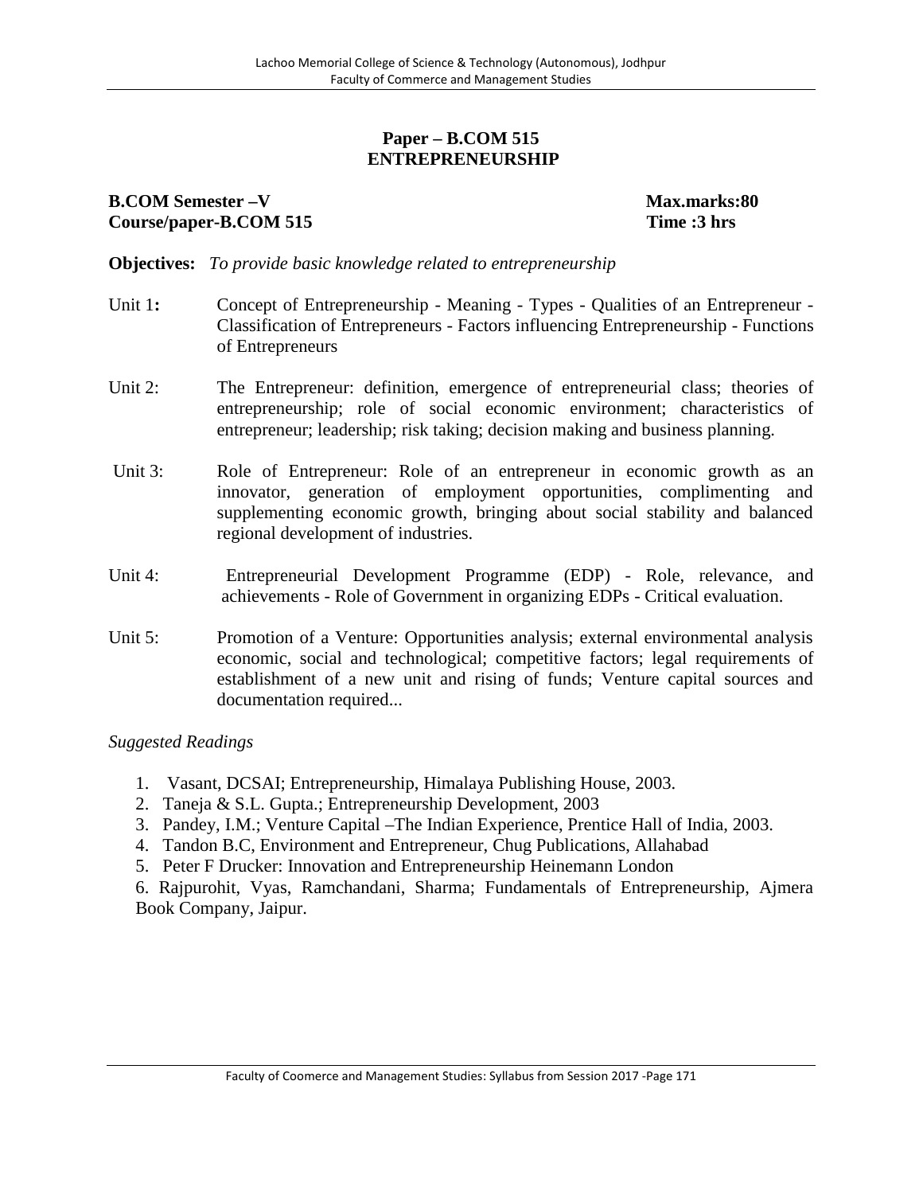## Paper – B.COM 515
## ENTREPRENEURSHIP

**B.COM Semester –V** **Max.marks:80**
**Course/paper-B.COM 515** **Time :3 hrs**

**Objectives:** *To provide basic knowledge related to entrepreneurship*

Unit 1**:** Concept of Entrepreneurship - Meaning - Types - Qualities of an Entrepreneur - Classification of Entrepreneurs - Factors influencing Entrepreneurship - Functions of Entrepreneurs

Unit 2: The Entrepreneur: definition, emergence of entrepreneurial class; theories of entrepreneurship; role of social economic environment; characteristics of entrepreneur; leadership; risk taking; decision making and business planning.

Unit 3: Role of Entrepreneur: Role of an entrepreneur in economic growth as an innovator, generation of employment opportunities, complimenting and supplementing economic growth, bringing about social stability and balanced regional development of industries.

Unit 4: Entrepreneurial Development Programme (EDP) - Role, relevance, and achievements - Role of Government in organizing EDPs - Critical evaluation.

Unit 5: Promotion of a Venture: Opportunities analysis; external environmental analysis economic, social and technological; competitive factors; legal requirements of establishment of a new unit and rising of funds; Venture capital sources and documentation required...

*Suggested Readings*

1. Vasant, DCSAI; Entrepreneurship, Himalaya Publishing House, 2003.
2. Taneja & S.L. Gupta.; Entrepreneurship Development, 2003
3. Pandey, I.M.; Venture Capital –The Indian Experience, Prentice Hall of India, 2003.
4. Tandon B.C, Environment and Entrepreneur, Chug Publications, Allahabad
5. Peter F Drucker: Innovation and Entrepreneurship Heinemann London
6. Rajpurohit, Vyas, Ramchandani, Sharma; Fundamentals of Entrepreneurship, Ajmera Book Company, Jaipur.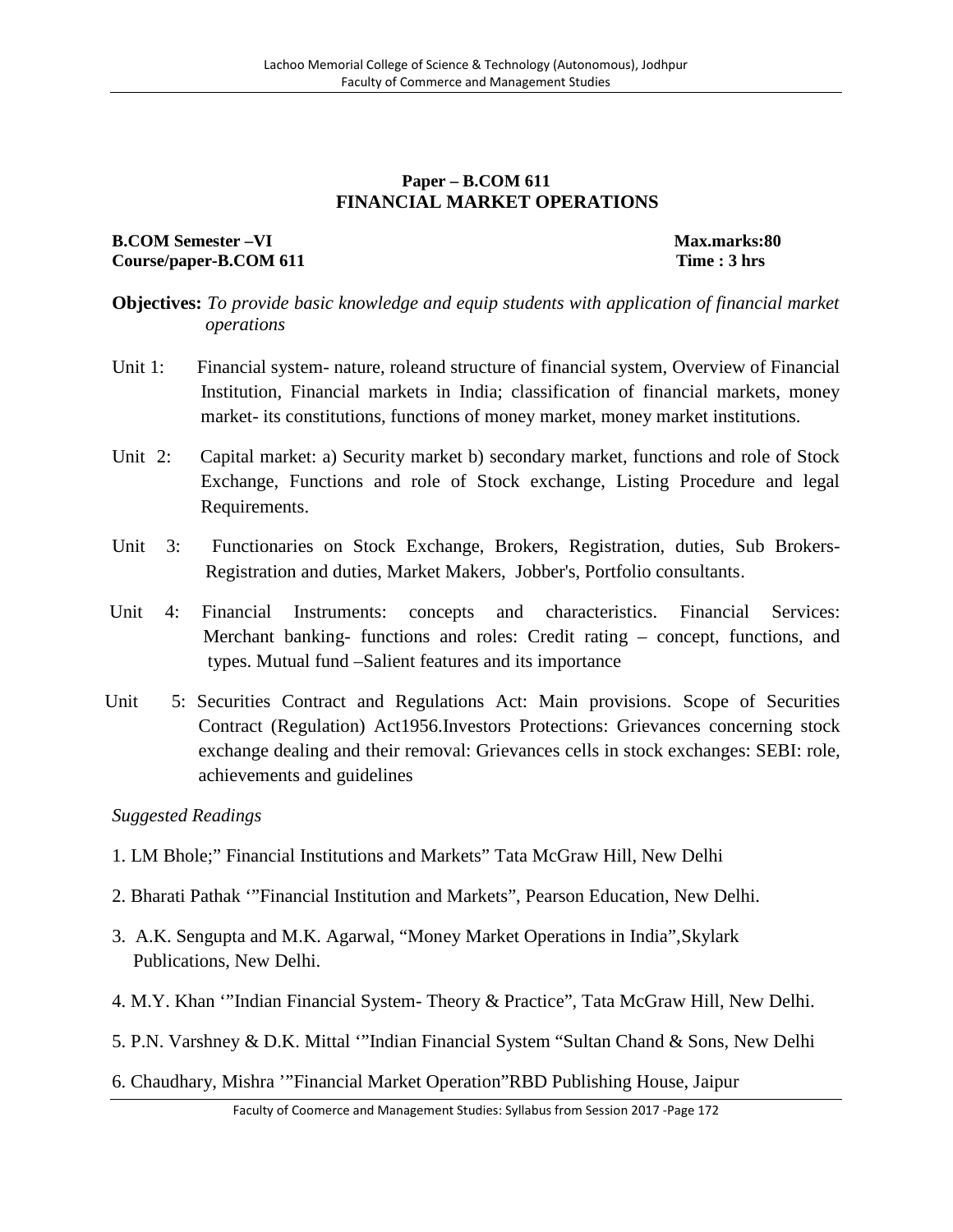**Paper – B.COM 611**

# FINANCIAL MARKET OPERATIONS

**B.COM Semester –VI** **Max.marks:80**
**Course/paper-B.COM 611** **Time : 3 hrs**

**Objectives:** *To provide basic knowledge and equip students with application of financial market operations*

Unit 1: Financial system- nature, roleand structure of financial system, Overview of Financial Institution, Financial markets in India; classification of financial markets, money market- its constitutions, functions of money market, money market institutions.

Unit 2: Capital market: a) Security market b) secondary market, functions and role of Stock Exchange, Functions and role of Stock exchange, Listing Procedure and legal Requirements.

Unit 3: Functionaries on Stock Exchange, Brokers, Registration, duties, Sub Brokers- Registration and duties, Market Makers, Jobber's, Portfolio consultants.

Unit 4: Financial Instruments: concepts and characteristics. Financial Services: Merchant banking- functions and roles: Credit rating – concept, functions, and types. Mutual fund –Salient features and its importance

Unit 5: Securities Contract and Regulations Act: Main provisions. Scope of Securities Contract (Regulation) Act1956.Investors Protections: Grievances concerning stock exchange dealing and their removal: Grievances cells in stock exchanges: SEBI: role, achievements and guidelines

*Suggested Readings*

1. LM Bhole;" Financial Institutions and Markets" Tata McGraw Hill, New Delhi
2. Bharati Pathak '"Financial Institution and Markets", Pearson Education, New Delhi.
3. A.K. Sengupta and M.K. Agarwal, "Money Market Operations in India",Skylark Publications, New Delhi.
4. M.Y. Khan '"Indian Financial System- Theory & Practice", Tata McGraw Hill, New Delhi.
5. P.N. Varshney & D.K. Mittal '"Indian Financial System "Sultan Chand & Sons, New Delhi
6. Chaudhary, Mishra '"Financial Market Operation"RBD Publishing House, Jaipur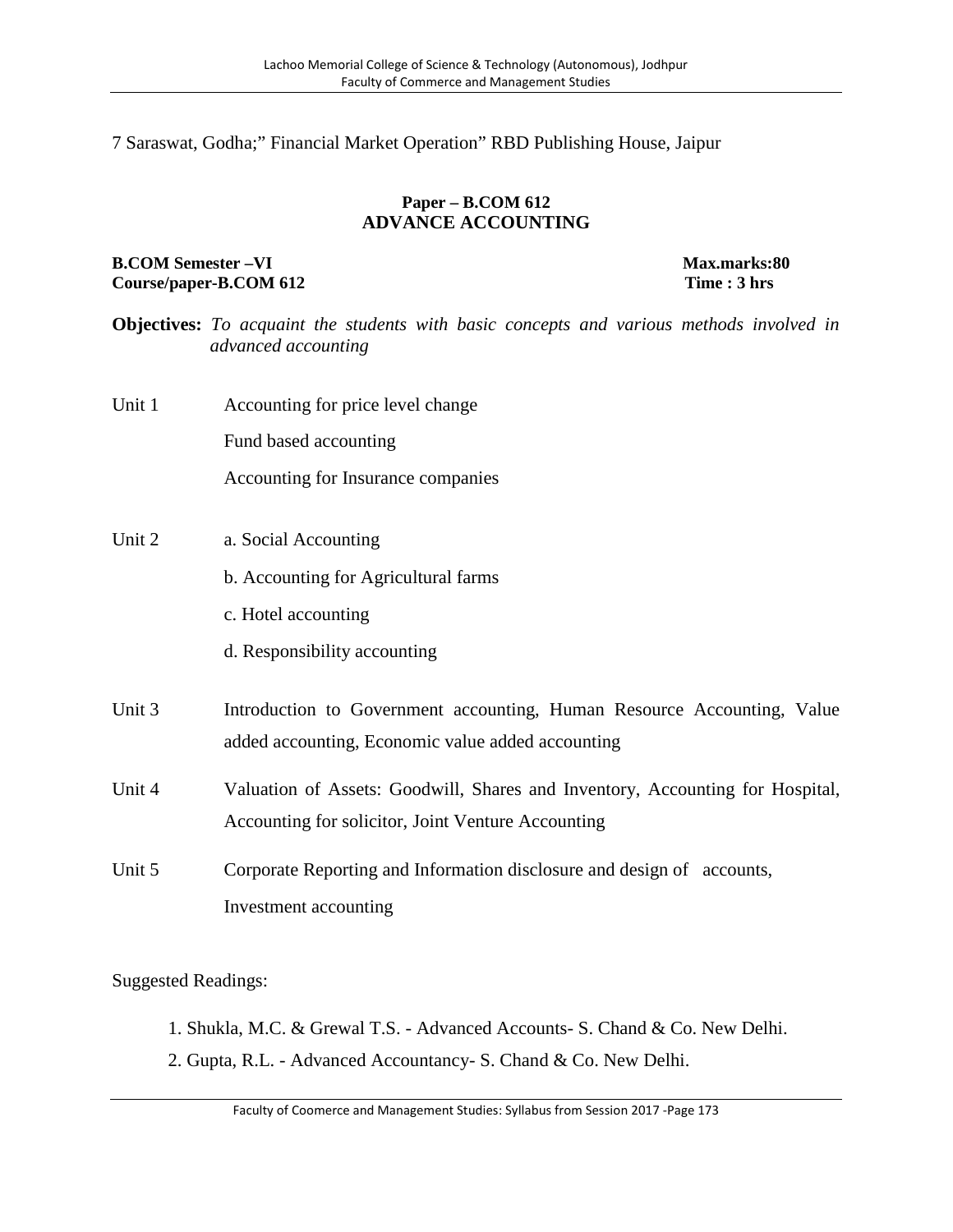7 Saraswat, Godha;" Financial Market Operation" RBD Publishing House, Jaipur

**Paper – B.COM 612**
## ADVANCE ACCOUNTING

**B.COM Semester –VI** **Max.marks:80**
**Course/paper-B.COM 612** **Time : 3 hrs**

**Objectives:** *To acquaint the students with basic concepts and various methods involved in advanced accounting*

Unit 1 Accounting for price level change

Fund based accounting

Accounting for Insurance companies

Unit 2 a. Social Accounting

b. Accounting for Agricultural farms

c. Hotel accounting

d. Responsibility accounting

Unit 3 Introduction to Government accounting, Human Resource Accounting, Value added accounting, Economic value added accounting

Unit 4 Valuation of Assets: Goodwill, Shares and Inventory, Accounting for Hospital, Accounting for solicitor, Joint Venture Accounting

Unit 5 Corporate Reporting and Information disclosure and design of accounts, Investment accounting

Suggested Readings:

1. Shukla, M.C. & Grewal T.S. - Advanced Accounts- S. Chand & Co. New Delhi.
2. Gupta, R.L. - Advanced Accountancy- S. Chand & Co. New Delhi.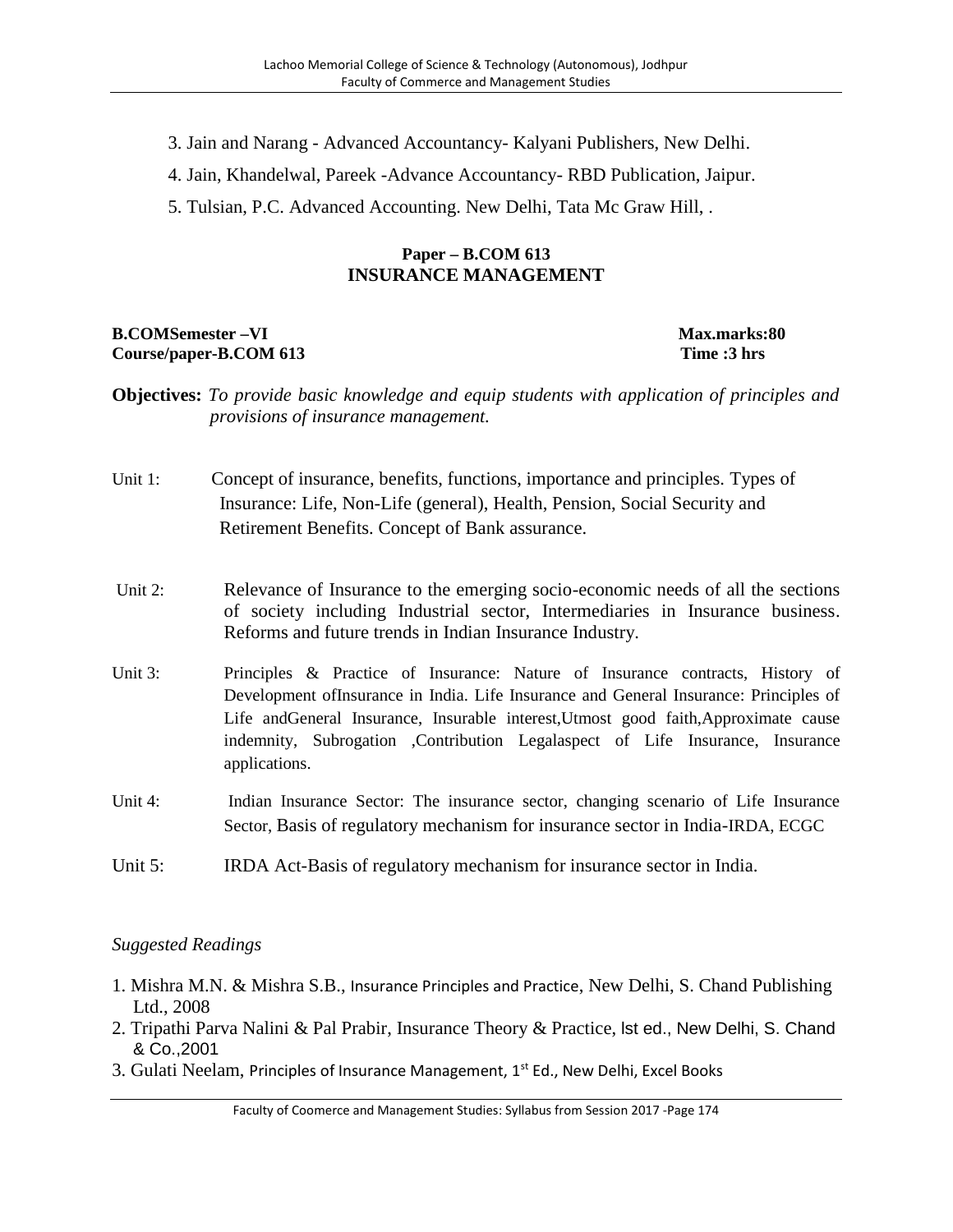3. Jain and Narang - Advanced Accountancy- Kalyani Publishers, New Delhi.
4. Jain, Khandelwal, Pareek -Advance Accountancy- RBD Publication, Jaipur.
5. Tulsian, P.C. Advanced Accounting. New Delhi, Tata Mc Graw Hill, .

## Paper – B.COM 613
## INSURANCE MANAGEMENT

**B.COMSemester –VI** **Max.marks:80**
**Course/paper-B.COM 613** **Time :3 hrs**

**Objectives:** *To provide basic knowledge and equip students with application of principles and provisions of insurance management.*

Unit 1: Concept of insurance, benefits, functions, importance and principles. Types of Insurance: Life, Non-Life (general), Health, Pension, Social Security and Retirement Benefits. Concept of Bank assurance.

Unit 2: Relevance of Insurance to the emerging socio-economic needs of all the sections of society including Industrial sector, Intermediaries in Insurance business. Reforms and future trends in Indian Insurance Industry.

Unit 3: Principles & Practice of Insurance: Nature of Insurance contracts, History of Development ofInsurance in India. Life Insurance and General Insurance: Principles of Life andGeneral Insurance, Insurable interest,Utmost good faith,Approximate cause indemnity, Subrogation ,Contribution Legalaspect of Life Insurance, Insurance applications.

Unit 4: Indian Insurance Sector: The insurance sector, changing scenario of Life Insurance Sector, Basis of regulatory mechanism for insurance sector in India-IRDA, ECGC

Unit 5: IRDA Act-Basis of regulatory mechanism for insurance sector in India.

*Suggested Readings*

1. Mishra M.N. & Mishra S.B., Insurance Principles and Practice, New Delhi, S. Chand Publishing Ltd., 2008
2. Tripathi Parva Nalini & Pal Prabir, Insurance Theory & Practice, Ist ed., New Delhi, S. Chand & Co.,2001
3. Gulati Neelam, Principles of Insurance Management, 1st Ed., New Delhi, Excel Books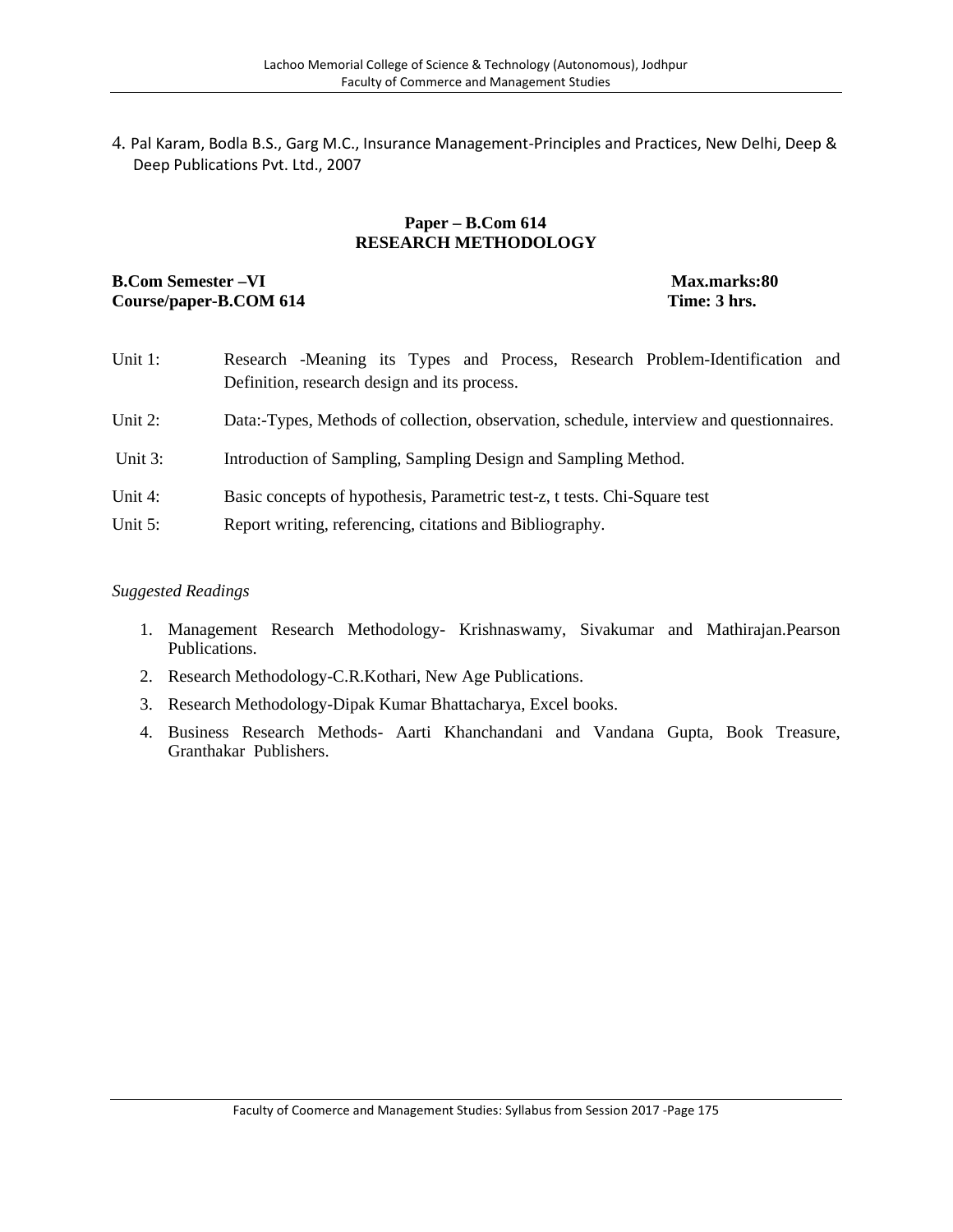4. Pal Karam, Bodla B.S., Garg M.C., Insurance Management-Principles and Practices, New Delhi, Deep & Deep Publications Pvt. Ltd., 2007

## Paper – B.Com 614
## RESEARCH METHODOLOGY

**B.Com Semester –VI** **Max.marks:80**
**Course/paper-B.COM 614** **Time: 3 hrs.**

Unit 1: Research -Meaning its Types and Process, Research Problem-Identification and Definition, research design and its process.

Unit 2: Data:-Types, Methods of collection, observation, schedule, interview and questionnaires.

Unit 3: Introduction of Sampling, Sampling Design and Sampling Method.

Unit 4: Basic concepts of hypothesis, Parametric test-z, t tests. Chi-Square test

Unit 5: Report writing, referencing, citations and Bibliography.

*Suggested Readings*

1. Management Research Methodology- Krishnaswamy, Sivakumar and Mathirajan.Pearson Publications.
2. Research Methodology-C.R.Kothari, New Age Publications.
3. Research Methodology-Dipak Kumar Bhattacharya, Excel books.
4. Business Research Methods- Aarti Khanchandani and Vandana Gupta, Book Treasure, Granthakar Publishers.